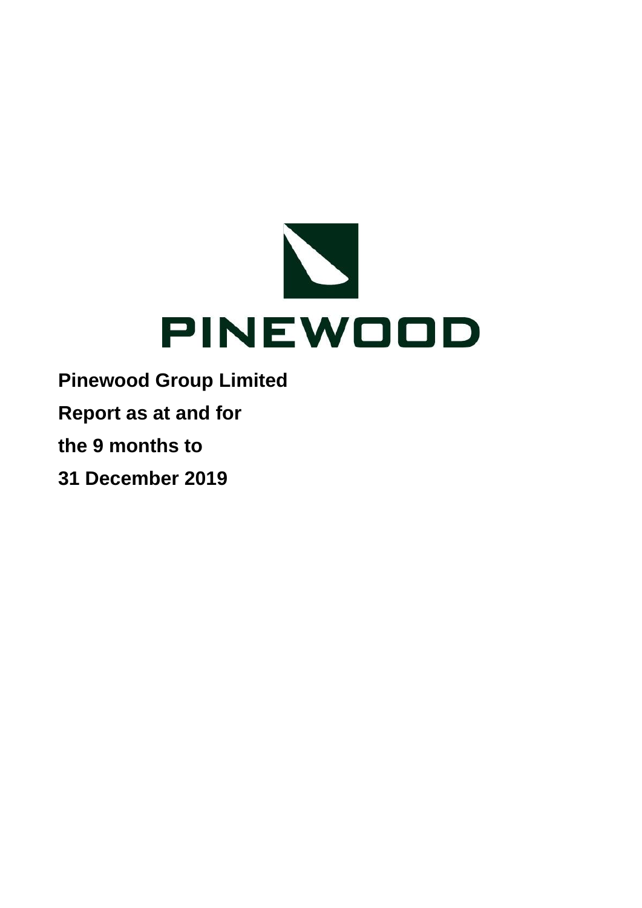PINEWOOD

**Pinewood Group Limited**

**Report as at and for**

**the 9 months to**

**31 December 2019**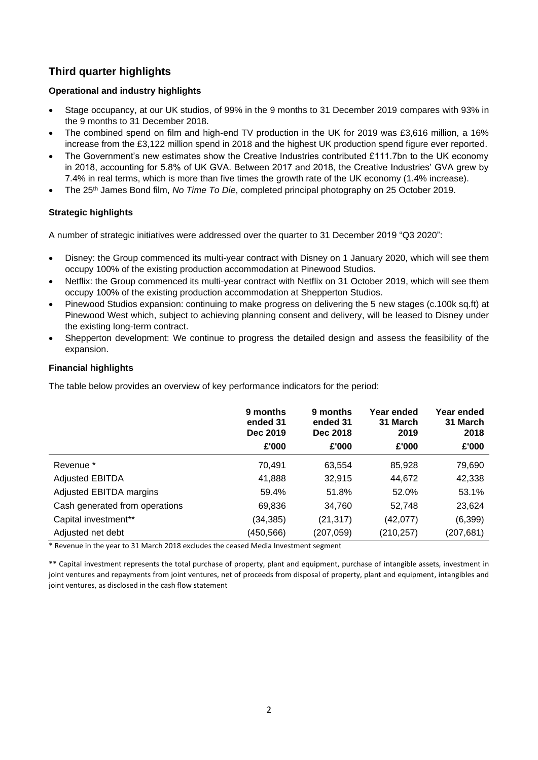## Third quarter highlights

### Operational and industry highlights

- Stage occupancy, at our UK studios, of 99% in the 9 months to 31 December 2019 compares with 93% in the 9 months to 31 December 2018.
- The combined spend on film and high-end TV production in the UK for 2019 was £3,616 million, a 16% increase from the £3,122 million spend in 2018 and the highest UK production spend figure ever reported.
- The Government's new estimates show the Creative Industries contributed £111.7bn to the UK economy in 2018, accounting for 5.8% of UK GVA. Between 2017 and 2018, the Creative Industries' GVA grew by 7.4% in real terms, which is more than five times the growth rate of the UK economy (1.4% increase).
- The 25th James Bond film, *No Time To Die*, completed principal photography on 25 October 2019.

### Strategic highlights

A number of strategic initiatives were addressed over the quarter to 31 December 2019 "Q3 2020":

- Disney: the Group commenced its multi-year contract with Disney on 1 January 2020, which will see them occupy 100% of the existing production accommodation at Pinewood Studios.
- Netflix: the Group commenced its multi-year contract with Netflix on 31 October 2019, which will see them occupy 100% of the existing production accommodation at Shepperton Studios.
- Pinewood Studios expansion: continuing to make progress on delivering the 5 new stages (c.100k sq.ft) at Pinewood West which, subject to achieving planning consent and delivery, will be leased to Disney under the existing long-term contract.
- Shepperton development: We continue to progress the detailed design and assess the feasibility of the expansion.

### Financial highlights

The table below provides an overview of key performance indicators for the period:

| | 9 months ended 31 Dec 2019 | 9 months ended 31 Dec 2018 | Year ended 31 March 2019 | Year ended 31 March 2018 |
|---|---|---|---|---|
| | £'000 | £'000 | £'000 | £'000 |
| Revenue * | 70,491 | 63,554 | 85,928 | 79,690 |
| Adjusted EBITDA | 41,888 | 32,915 | 44,672 | 42,338 |
| Adjusted EBITDA margins | 59.4% | 51.8% | 52.0% | 53.1% |
| Cash generated from operations | 69,836 | 34,760 | 52,748 | 23,624 |
| Capital investment** | (34,385) | (21,317) | (42,077) | (6,399) |
| Adjusted net debt | (450,566) | (207,059) | (210,257) | (207,681) |

* Revenue in the year to 31 March 2018 excludes the ceased Media Investment segment

** Capital investment represents the total purchase of property, plant and equipment, purchase of intangible assets, investment in joint ventures and repayments from joint ventures, net of proceeds from disposal of property, plant and equipment, intangibles and joint ventures, as disclosed in the cash flow statement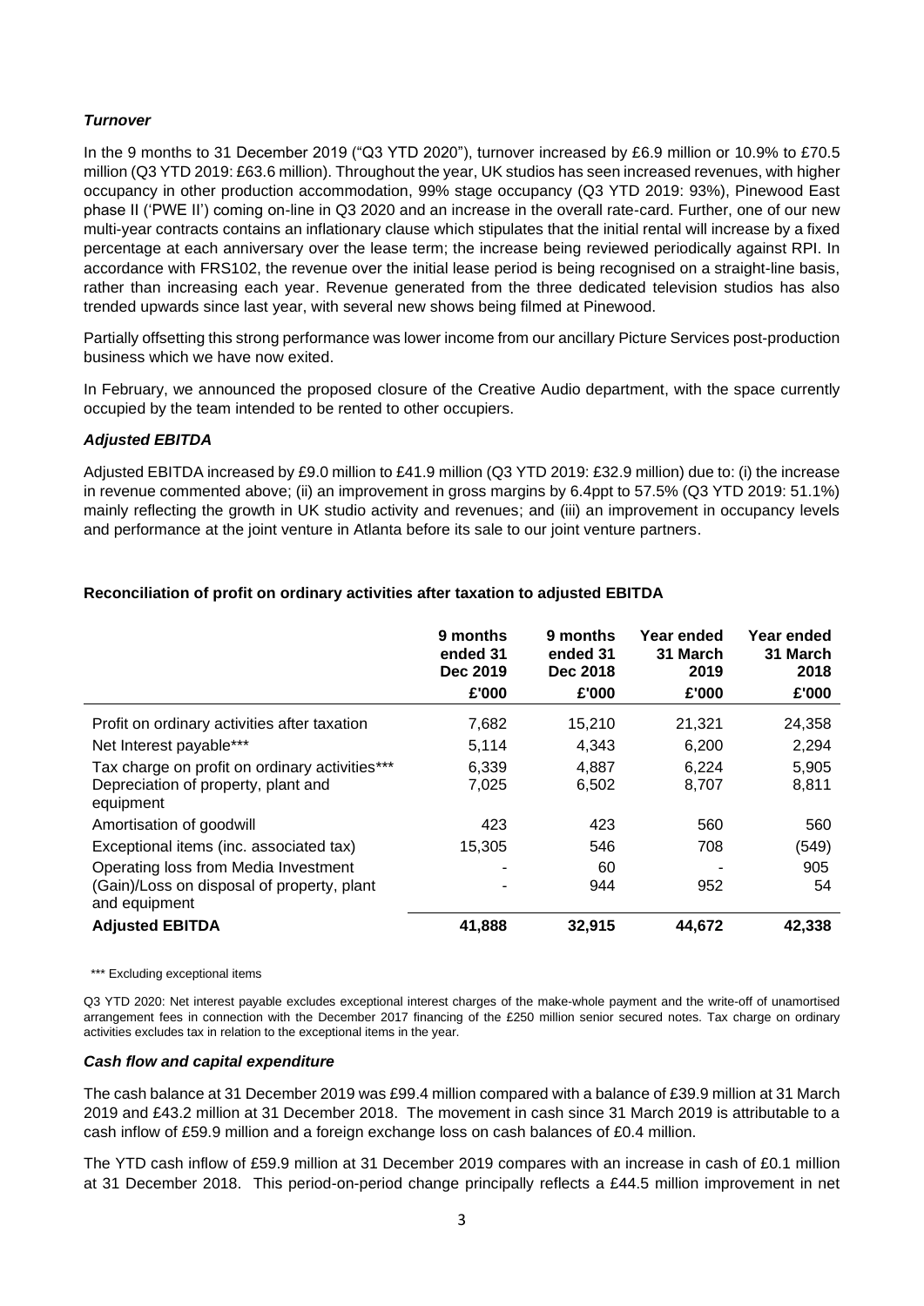### *Turnover*

In the 9 months to 31 December 2019 ("Q3 YTD 2020"), turnover increased by £6.9 million or 10.9% to £70.5 million (Q3 YTD 2019: £63.6 million). Throughout the year, UK studios has seen increased revenues, with higher occupancy in other production accommodation, 99% stage occupancy (Q3 YTD 2019: 93%), Pinewood East phase II ('PWE II') coming on-line in Q3 2020 and an increase in the overall rate-card. Further, one of our new multi-year contracts contains an inflationary clause which stipulates that the initial rental will increase by a fixed percentage at each anniversary over the lease term; the increase being reviewed periodically against RPI. In accordance with FRS102, the revenue over the initial lease period is being recognised on a straight-line basis, rather than increasing each year. Revenue generated from the three dedicated television studios has also trended upwards since last year, with several new shows being filmed at Pinewood.

Partially offsetting this strong performance was lower income from our ancillary Picture Services post-production business which we have now exited.

In February, we announced the proposed closure of the Creative Audio department, with the space currently occupied by the team intended to be rented to other occupiers.

### *Adjusted EBITDA*

Adjusted EBITDA increased by £9.0 million to £41.9 million (Q3 YTD 2019: £32.9 million) due to: (i) the increase in revenue commented above; (ii) an improvement in gross margins by 6.4ppt to 57.5% (Q3 YTD 2019: 51.1%) mainly reflecting the growth in UK studio activity and revenues; and (iii) an improvement in occupancy levels and performance at the joint venture in Atlanta before its sale to our joint venture partners.

**Reconciliation of profit on ordinary activities after taxation to adjusted EBITDA**

| | 9 months ended 31 Dec 2019 £'000 | 9 months ended 31 Dec 2018 £'000 | Year ended 31 March 2019 £'000 | Year ended 31 March 2018 £'000 |
|---|---|---|---|---|
| Profit on ordinary activities after taxation | 7,682 | 15,210 | 21,321 | 24,358 |
| Net Interest payable*** | 5,114 | 4,343 | 6,200 | 2,294 |
| Tax charge on profit on ordinary activities*** | 6,339 | 4,887 | 6,224 | 5,905 |
| Depreciation of property, plant and equipment | 7,025 | 6,502 | 8,707 | 8,811 |
| Amortisation of goodwill | 423 | 423 | 560 | 560 |
| Exceptional items (inc. associated tax) | 15,305 | 546 | 708 | (549) |
| Operating loss from Media Investment | - | 60 | - | 905 |
| (Gain)/Loss on disposal of property, plant and equipment | - | 944 | 952 | 54 |
| **Adjusted EBITDA** | **41,888** | **32,915** | **44,672** | **42,338** |

*** Excluding exceptional items

Q3 YTD 2020: Net interest payable excludes exceptional interest charges of the make-whole payment and the write-off of unamortised arrangement fees in connection with the December 2017 financing of the £250 million senior secured notes. Tax charge on ordinary activities excludes tax in relation to the exceptional items in the year.

### *Cash flow and capital expenditure*

The cash balance at 31 December 2019 was £99.4 million compared with a balance of £39.9 million at 31 March 2019 and £43.2 million at 31 December 2018. The movement in cash since 31 March 2019 is attributable to a cash inflow of £59.9 million and a foreign exchange loss on cash balances of £0.4 million.

The YTD cash inflow of £59.9 million at 31 December 2019 compares with an increase in cash of £0.1 million at 31 December 2018. This period-on-period change principally reflects a £44.5 million improvement in net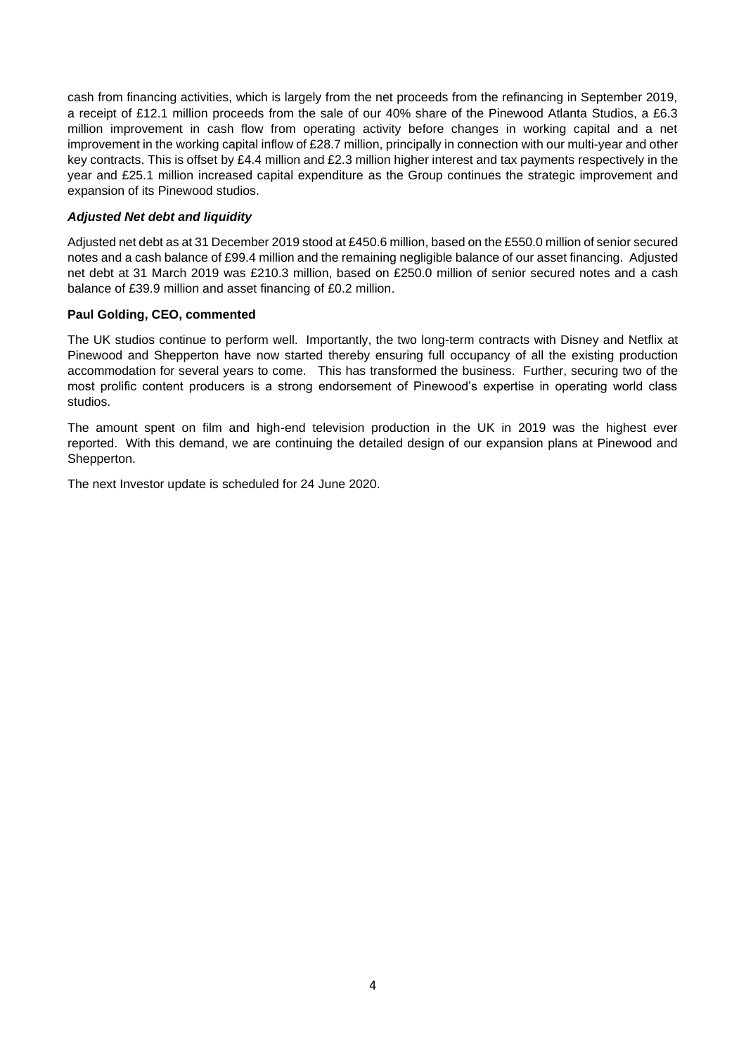cash from financing activities, which is largely from the net proceeds from the refinancing in September 2019, a receipt of £12.1 million proceeds from the sale of our 40% share of the Pinewood Atlanta Studios, a £6.3 million improvement in cash flow from operating activity before changes in working capital and a net improvement in the working capital inflow of £28.7 million, principally in connection with our multi-year and other key contracts. This is offset by £4.4 million and £2.3 million higher interest and tax payments respectively in the year and £25.1 million increased capital expenditure as the Group continues the strategic improvement and expansion of its Pinewood studios.

***Adjusted Net debt and liquidity***

Adjusted net debt as at 31 December 2019 stood at £450.6 million, based on the £550.0 million of senior secured notes and a cash balance of £99.4 million and the remaining negligible balance of our asset financing. Adjusted net debt at 31 March 2019 was £210.3 million, based on £250.0 million of senior secured notes and a cash balance of £39.9 million and asset financing of £0.2 million.

**Paul Golding, CEO, commented**

The UK studios continue to perform well. Importantly, the two long-term contracts with Disney and Netflix at Pinewood and Shepperton have now started thereby ensuring full occupancy of all the existing production accommodation for several years to come. This has transformed the business. Further, securing two of the most prolific content producers is a strong endorsement of Pinewood's expertise in operating world class studios.

The amount spent on film and high-end television production in the UK in 2019 was the highest ever reported. With this demand, we are continuing the detailed design of our expansion plans at Pinewood and Shepperton.

The next Investor update is scheduled for 24 June 2020.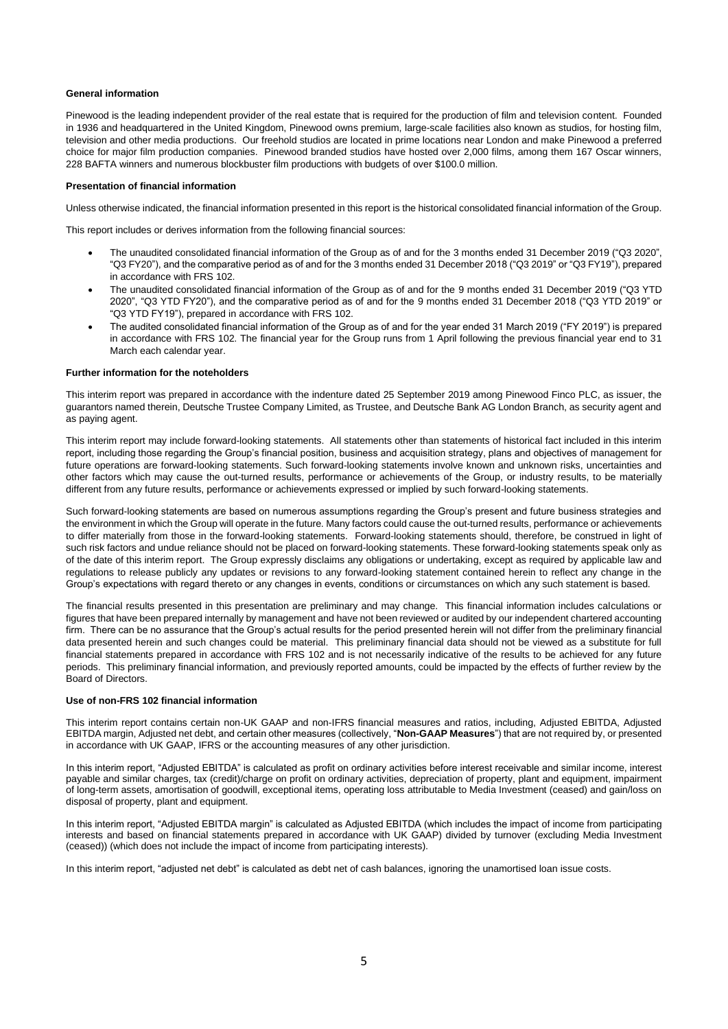**General information**

Pinewood is the leading independent provider of the real estate that is required for the production of film and television content. Founded in 1936 and headquartered in the United Kingdom, Pinewood owns premium, large-scale facilities also known as studios, for hosting film, television and other media productions. Our freehold studios are located in prime locations near London and make Pinewood a preferred choice for major film production companies. Pinewood branded studios have hosted over 2,000 films, among them 167 Oscar winners, 228 BAFTA winners and numerous blockbuster film productions with budgets of over $100.0 million.

**Presentation of financial information**

Unless otherwise indicated, the financial information presented in this report is the historical consolidated financial information of the Group.

This report includes or derives information from the following financial sources:

- The unaudited consolidated financial information of the Group as of and for the 3 months ended 31 December 2019 ("Q3 2020", "Q3 FY20"), and the comparative period as of and for the 3 months ended 31 December 2018 ("Q3 2019" or "Q3 FY19"), prepared in accordance with FRS 102.
- The unaudited consolidated financial information of the Group as of and for the 9 months ended 31 December 2019 ("Q3 YTD 2020", "Q3 YTD FY20"), and the comparative period as of and for the 9 months ended 31 December 2018 ("Q3 YTD 2019" or "Q3 YTD FY19"), prepared in accordance with FRS 102.
- The audited consolidated financial information of the Group as of and for the year ended 31 March 2019 ("FY 2019") is prepared in accordance with FRS 102. The financial year for the Group runs from 1 April following the previous financial year end to 31 March each calendar year.

**Further information for the noteholders**

This interim report was prepared in accordance with the indenture dated 25 September 2019 among Pinewood Finco PLC, as issuer, the guarantors named therein, Deutsche Trustee Company Limited, as Trustee, and Deutsche Bank AG London Branch, as security agent and as paying agent.

This interim report may include forward-looking statements. All statements other than statements of historical fact included in this interim report, including those regarding the Group's financial position, business and acquisition strategy, plans and objectives of management for future operations are forward-looking statements. Such forward-looking statements involve known and unknown risks, uncertainties and other factors which may cause the out-turned results, performance or achievements of the Group, or industry results, to be materially different from any future results, performance or achievements expressed or implied by such forward-looking statements.

Such forward-looking statements are based on numerous assumptions regarding the Group's present and future business strategies and the environment in which the Group will operate in the future. Many factors could cause the out-turned results, performance or achievements to differ materially from those in the forward-looking statements. Forward-looking statements should, therefore, be construed in light of such risk factors and undue reliance should not be placed on forward-looking statements. These forward-looking statements speak only as of the date of this interim report. The Group expressly disclaims any obligations or undertaking, except as required by applicable law and regulations to release publicly any updates or revisions to any forward-looking statement contained herein to reflect any change in the Group's expectations with regard thereto or any changes in events, conditions or circumstances on which any such statement is based.

The financial results presented in this presentation are preliminary and may change. This financial information includes calculations or figures that have been prepared internally by management and have not been reviewed or audited by our independent chartered accounting firm. There can be no assurance that the Group's actual results for the period presented herein will not differ from the preliminary financial data presented herein and such changes could be material. This preliminary financial data should not be viewed as a substitute for full financial statements prepared in accordance with FRS 102 and is not necessarily indicative of the results to be achieved for any future periods. This preliminary financial information, and previously reported amounts, could be impacted by the effects of further review by the Board of Directors.

**Use of non-FRS 102 financial information**

This interim report contains certain non-UK GAAP and non-IFRS financial measures and ratios, including, Adjusted EBITDA, Adjusted EBITDA margin, Adjusted net debt, and certain other measures (collectively, "**Non-GAAP Measures**") that are not required by, or presented in accordance with UK GAAP, IFRS or the accounting measures of any other jurisdiction.

In this interim report, "Adjusted EBITDA" is calculated as profit on ordinary activities before interest receivable and similar income, interest payable and similar charges, tax (credit)/charge on profit on ordinary activities, depreciation of property, plant and equipment, impairment of long-term assets, amortisation of goodwill, exceptional items, operating loss attributable to Media Investment (ceased) and gain/loss on disposal of property, plant and equipment.

In this interim report, "Adjusted EBITDA margin" is calculated as Adjusted EBITDA (which includes the impact of income from participating interests and based on financial statements prepared in accordance with UK GAAP) divided by turnover (excluding Media Investment (ceased)) (which does not include the impact of income from participating interests).

In this interim report, "adjusted net debt" is calculated as debt net of cash balances, ignoring the unamortised loan issue costs.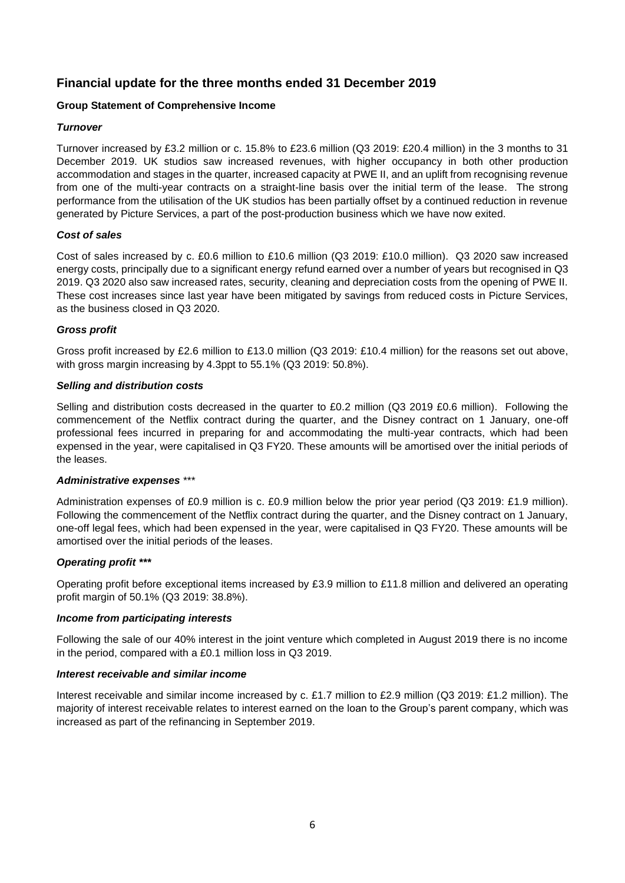## Financial update for the three months ended 31 December 2019

**Group Statement of Comprehensive Income**

***Turnover***

Turnover increased by £3.2 million or c. 15.8% to £23.6 million (Q3 2019: £20.4 million) in the 3 months to 31 December 2019. UK studios saw increased revenues, with higher occupancy in both other production accommodation and stages in the quarter, increased capacity at PWE II, and an uplift from recognising revenue from one of the multi-year contracts on a straight-line basis over the initial term of the lease. The strong performance from the utilisation of the UK studios has been partially offset by a continued reduction in revenue generated by Picture Services, a part of the post-production business which we have now exited.

***Cost of sales***

Cost of sales increased by c. £0.6 million to £10.6 million (Q3 2019: £10.0 million). Q3 2020 saw increased energy costs, principally due to a significant energy refund earned over a number of years but recognised in Q3 2019. Q3 2020 also saw increased rates, security, cleaning and depreciation costs from the opening of PWE II. These cost increases since last year have been mitigated by savings from reduced costs in Picture Services, as the business closed in Q3 2020.

***Gross profit***

Gross profit increased by £2.6 million to £13.0 million (Q3 2019: £10.4 million) for the reasons set out above, with gross margin increasing by 4.3ppt to 55.1% (Q3 2019: 50.8%).

***Selling and distribution costs***

Selling and distribution costs decreased in the quarter to £0.2 million (Q3 2019 £0.6 million). Following the commencement of the Netflix contract during the quarter, and the Disney contract on 1 January, one-off professional fees incurred in preparing for and accommodating the multi-year contracts, which had been expensed in the year, were capitalised in Q3 FY20. These amounts will be amortised over the initial periods of the leases.

***Administrative expenses*** *\*\*\**

Administration expenses of £0.9 million is c. £0.9 million below the prior year period (Q3 2019: £1.9 million). Following the commencement of the Netflix contract during the quarter, and the Disney contract on 1 January, one-off legal fees, which had been expensed in the year, were capitalised in Q3 FY20. These amounts will be amortised over the initial periods of the leases.

***Operating profit \*\*\****

Operating profit before exceptional items increased by £3.9 million to £11.8 million and delivered an operating profit margin of 50.1% (Q3 2019: 38.8%).

***Income from participating interests***

Following the sale of our 40% interest in the joint venture which completed in August 2019 there is no income in the period, compared with a £0.1 million loss in Q3 2019.

***Interest receivable and similar income***

Interest receivable and similar income increased by c. £1.7 million to £2.9 million (Q3 2019: £1.2 million). The majority of interest receivable relates to interest earned on the loan to the Group's parent company, which was increased as part of the refinancing in September 2019.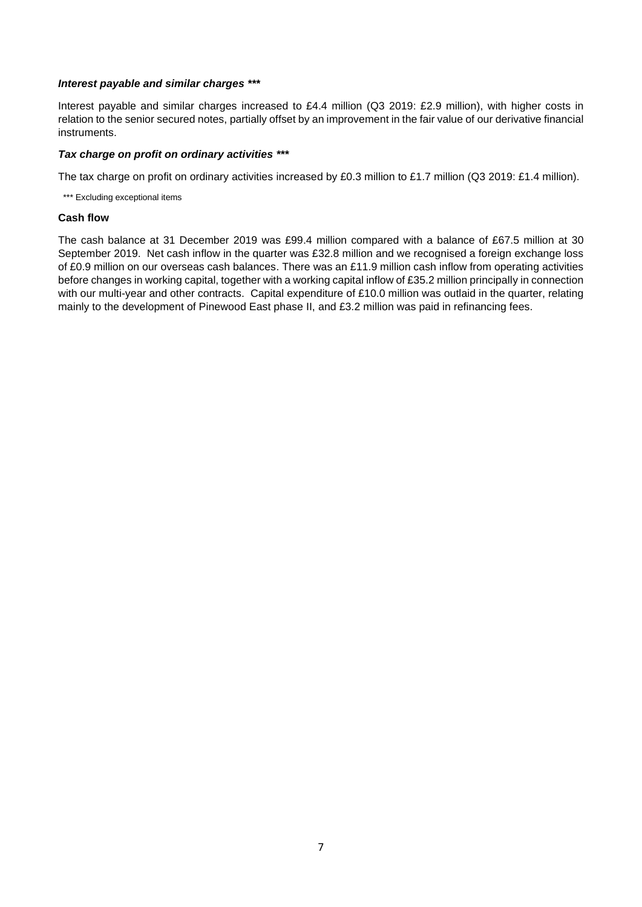***Interest payable and similar charges \*\*\****

Interest payable and similar charges increased to £4.4 million (Q3 2019: £2.9 million), with higher costs in relation to the senior secured notes, partially offset by an improvement in the fair value of our derivative financial instruments.

***Tax charge on profit on ordinary activities \*\*\****

The tax charge on profit on ordinary activities increased by £0.3 million to £1.7 million (Q3 2019: £1.4 million).

*** Excluding exceptional items

**Cash flow**

The cash balance at 31 December 2019 was £99.4 million compared with a balance of £67.5 million at 30 September 2019. Net cash inflow in the quarter was £32.8 million and we recognised a foreign exchange loss of £0.9 million on our overseas cash balances. There was an £11.9 million cash inflow from operating activities before changes in working capital, together with a working capital inflow of £35.2 million principally in connection with our multi-year and other contracts. Capital expenditure of £10.0 million was outlaid in the quarter, relating mainly to the development of Pinewood East phase II, and £3.2 million was paid in refinancing fees.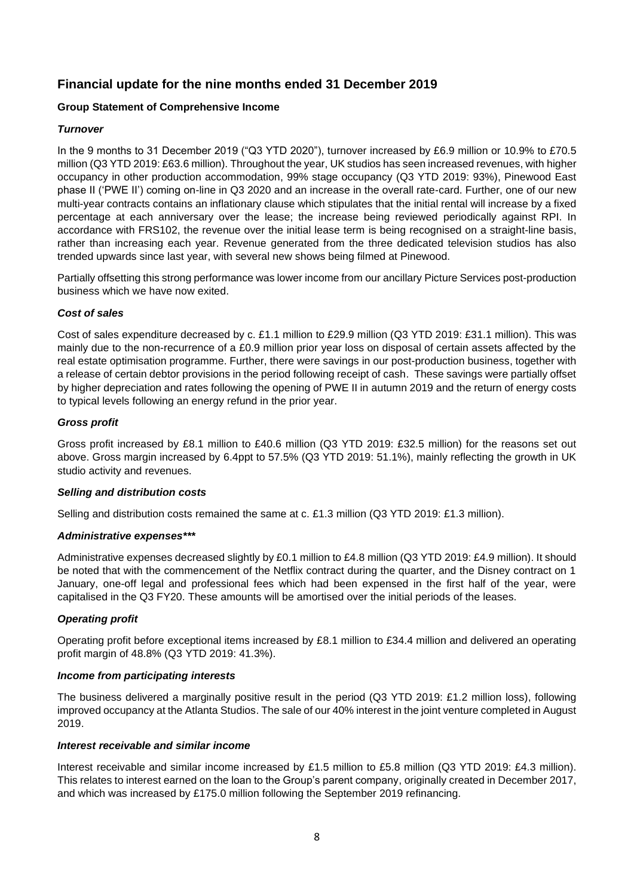## Financial update for the nine months ended 31 December 2019

**Group Statement of Comprehensive Income**

***Turnover***

In the 9 months to 31 December 2019 ("Q3 YTD 2020"), turnover increased by £6.9 million or 10.9% to £70.5 million (Q3 YTD 2019: £63.6 million). Throughout the year, UK studios has seen increased revenues, with higher occupancy in other production accommodation, 99% stage occupancy (Q3 YTD 2019: 93%), Pinewood East phase II ('PWE II') coming on-line in Q3 2020 and an increase in the overall rate-card. Further, one of our new multi-year contracts contains an inflationary clause which stipulates that the initial rental will increase by a fixed percentage at each anniversary over the lease; the increase being reviewed periodically against RPI. In accordance with FRS102, the revenue over the initial lease term is being recognised on a straight-line basis, rather than increasing each year. Revenue generated from the three dedicated television studios has also trended upwards since last year, with several new shows being filmed at Pinewood.

Partially offsetting this strong performance was lower income from our ancillary Picture Services post-production business which we have now exited.

***Cost of sales***

Cost of sales expenditure decreased by c. £1.1 million to £29.9 million (Q3 YTD 2019: £31.1 million). This was mainly due to the non-recurrence of a £0.9 million prior year loss on disposal of certain assets affected by the real estate optimisation programme. Further, there were savings in our post-production business, together with a release of certain debtor provisions in the period following receipt of cash. These savings were partially offset by higher depreciation and rates following the opening of PWE II in autumn 2019 and the return of energy costs to typical levels following an energy refund in the prior year.

***Gross profit***

Gross profit increased by £8.1 million to £40.6 million (Q3 YTD 2019: £32.5 million) for the reasons set out above. Gross margin increased by 6.4ppt to 57.5% (Q3 YTD 2019: 51.1%), mainly reflecting the growth in UK studio activity and revenues.

***Selling and distribution costs***

Selling and distribution costs remained the same at c. £1.3 million (Q3 YTD 2019: £1.3 million).

***Administrative expenses\*\*\****

Administrative expenses decreased slightly by £0.1 million to £4.8 million (Q3 YTD 2019: £4.9 million). It should be noted that with the commencement of the Netflix contract during the quarter, and the Disney contract on 1 January, one-off legal and professional fees which had been expensed in the first half of the year, were capitalised in the Q3 FY20. These amounts will be amortised over the initial periods of the leases.

***Operating profit***

Operating profit before exceptional items increased by £8.1 million to £34.4 million and delivered an operating profit margin of 48.8% (Q3 YTD 2019: 41.3%).

***Income from participating interests***

The business delivered a marginally positive result in the period (Q3 YTD 2019: £1.2 million loss), following improved occupancy at the Atlanta Studios. The sale of our 40% interest in the joint venture completed in August 2019.

***Interest receivable and similar income***

Interest receivable and similar income increased by £1.5 million to £5.8 million (Q3 YTD 2019: £4.3 million). This relates to interest earned on the loan to the Group's parent company, originally created in December 2017, and which was increased by £175.0 million following the September 2019 refinancing.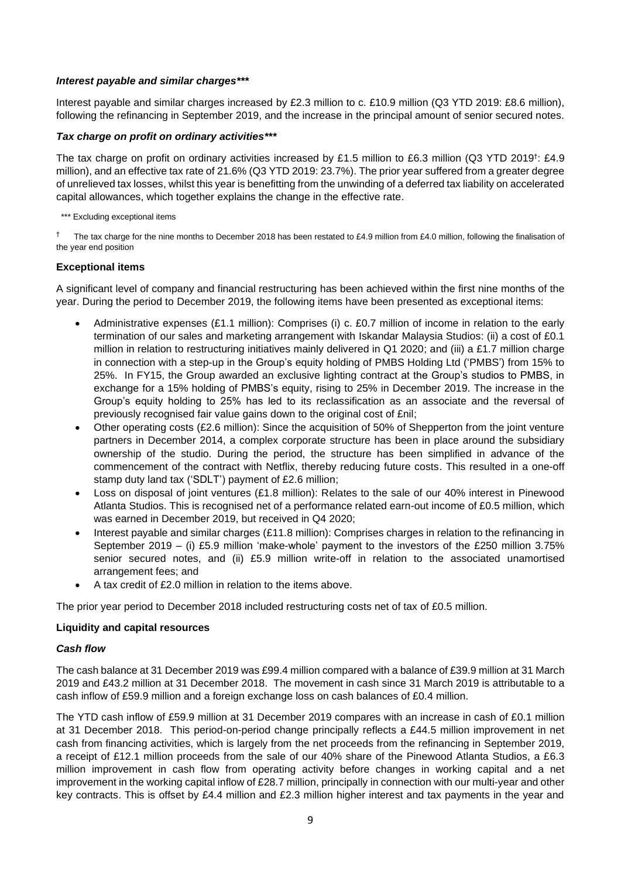### *Interest payable and similar charges****

Interest payable and similar charges increased by £2.3 million to c. £10.9 million (Q3 YTD 2019: £8.6 million), following the refinancing in September 2019, and the increase in the principal amount of senior secured notes.

### *Tax charge on profit on ordinary activities****

The tax charge on profit on ordinary activities increased by £1.5 million to £6.3 million (Q3 YTD 2019[†]: £4.9 million), and an effective tax rate of 21.6% (Q3 YTD 2019: 23.7%). The prior year suffered from a greater degree of unrelieved tax losses, whilst this year is benefitting from the unwinding of a deferred tax liability on accelerated capital allowances, which together explains the change in the effective rate.

*** Excluding exceptional items

[†] The tax charge for the nine months to December 2018 has been restated to £4.9 million from £4.0 million, following the finalisation of the year end position

### **Exceptional items**

A significant level of company and financial restructuring has been achieved within the first nine months of the year. During the period to December 2019, the following items have been presented as exceptional items:

- Administrative expenses (£1.1 million): Comprises (i) c. £0.7 million of income in relation to the early termination of our sales and marketing arrangement with Iskandar Malaysia Studios: (ii) a cost of £0.1 million in relation to restructuring initiatives mainly delivered in Q1 2020; and (iii) a £1.7 million charge in connection with a step-up in the Group's equity holding of PMBS Holding Ltd ('PMBS') from 15% to 25%. In FY15, the Group awarded an exclusive lighting contract at the Group's studios to PMBS, in exchange for a 15% holding of PMBS's equity, rising to 25% in December 2019. The increase in the Group's equity holding to 25% has led to its reclassification as an associate and the reversal of previously recognised fair value gains down to the original cost of £nil;
- Other operating costs (£2.6 million): Since the acquisition of 50% of Shepperton from the joint venture partners in December 2014, a complex corporate structure has been in place around the subsidiary ownership of the studio. During the period, the structure has been simplified in advance of the commencement of the contract with Netflix, thereby reducing future costs. This resulted in a one-off stamp duty land tax ('SDLT') payment of £2.6 million;
- Loss on disposal of joint ventures (£1.8 million): Relates to the sale of our 40% interest in Pinewood Atlanta Studios. This is recognised net of a performance related earn-out income of £0.5 million, which was earned in December 2019, but received in Q4 2020;
- Interest payable and similar charges (£11.8 million): Comprises charges in relation to the refinancing in September 2019 – (i) £5.9 million 'make-whole' payment to the investors of the £250 million 3.75% senior secured notes, and (ii) £5.9 million write-off in relation to the associated unamortised arrangement fees; and
- A tax credit of £2.0 million in relation to the items above.

The prior year period to December 2018 included restructuring costs net of tax of £0.5 million.

### **Liquidity and capital resources**

### *Cash flow*

The cash balance at 31 December 2019 was £99.4 million compared with a balance of £39.9 million at 31 March 2019 and £43.2 million at 31 December 2018. The movement in cash since 31 March 2019 is attributable to a cash inflow of £59.9 million and a foreign exchange loss on cash balances of £0.4 million.

The YTD cash inflow of £59.9 million at 31 December 2019 compares with an increase in cash of £0.1 million at 31 December 2018. This period-on-period change principally reflects a £44.5 million improvement in net cash from financing activities, which is largely from the net proceeds from the refinancing in September 2019, a receipt of £12.1 million proceeds from the sale of our 40% share of the Pinewood Atlanta Studios, a £6.3 million improvement in cash flow from operating activity before changes in working capital and a net improvement in the working capital inflow of £28.7 million, principally in connection with our multi-year and other key contracts. This is offset by £4.4 million and £2.3 million higher interest and tax payments in the year and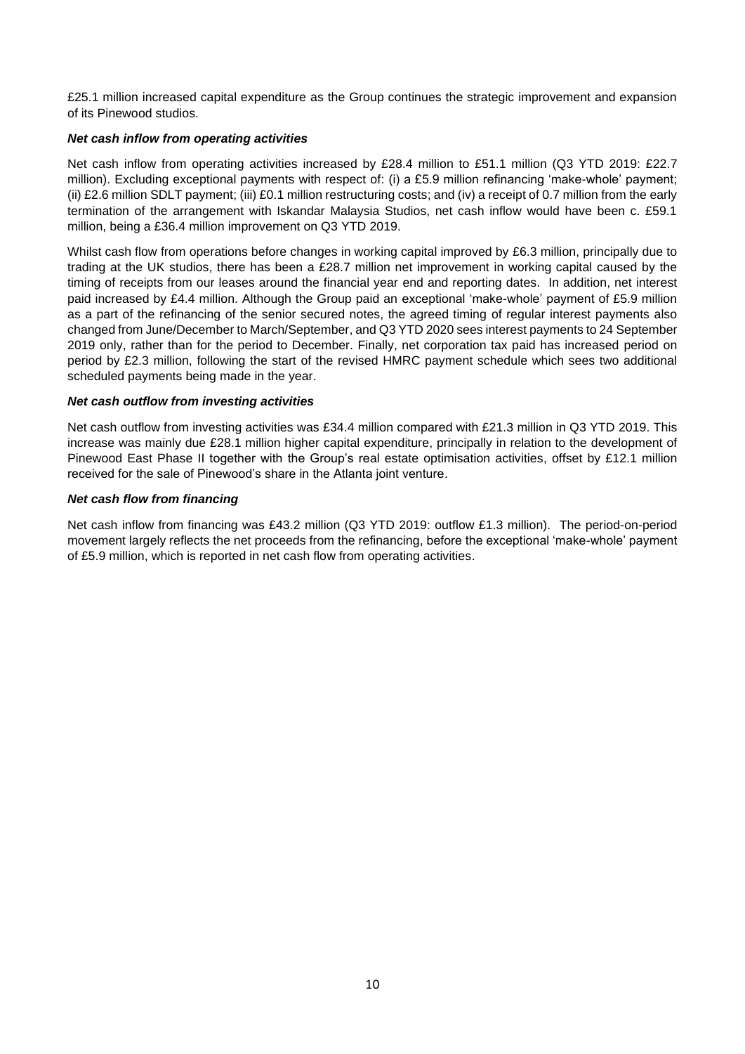£25.1 million increased capital expenditure as the Group continues the strategic improvement and expansion of its Pinewood studios.

***Net cash inflow from operating activities***

Net cash inflow from operating activities increased by £28.4 million to £51.1 million (Q3 YTD 2019: £22.7 million). Excluding exceptional payments with respect of: (i) a £5.9 million refinancing 'make-whole' payment; (ii) £2.6 million SDLT payment; (iii) £0.1 million restructuring costs; and (iv) a receipt of 0.7 million from the early termination of the arrangement with Iskandar Malaysia Studios, net cash inflow would have been c. £59.1 million, being a £36.4 million improvement on Q3 YTD 2019.

Whilst cash flow from operations before changes in working capital improved by £6.3 million, principally due to trading at the UK studios, there has been a £28.7 million net improvement in working capital caused by the timing of receipts from our leases around the financial year end and reporting dates. In addition, net interest paid increased by £4.4 million. Although the Group paid an exceptional 'make-whole' payment of £5.9 million as a part of the refinancing of the senior secured notes, the agreed timing of regular interest payments also changed from June/December to March/September, and Q3 YTD 2020 sees interest payments to 24 September 2019 only, rather than for the period to December. Finally, net corporation tax paid has increased period on period by £2.3 million, following the start of the revised HMRC payment schedule which sees two additional scheduled payments being made in the year.

***Net cash outflow from investing activities***

Net cash outflow from investing activities was £34.4 million compared with £21.3 million in Q3 YTD 2019. This increase was mainly due £28.1 million higher capital expenditure, principally in relation to the development of Pinewood East Phase II together with the Group's real estate optimisation activities, offset by £12.1 million received for the sale of Pinewood's share in the Atlanta joint venture.

***Net cash flow from financing***

Net cash inflow from financing was £43.2 million (Q3 YTD 2019: outflow £1.3 million). The period-on-period movement largely reflects the net proceeds from the refinancing, before the exceptional 'make-whole' payment of £5.9 million, which is reported in net cash flow from operating activities.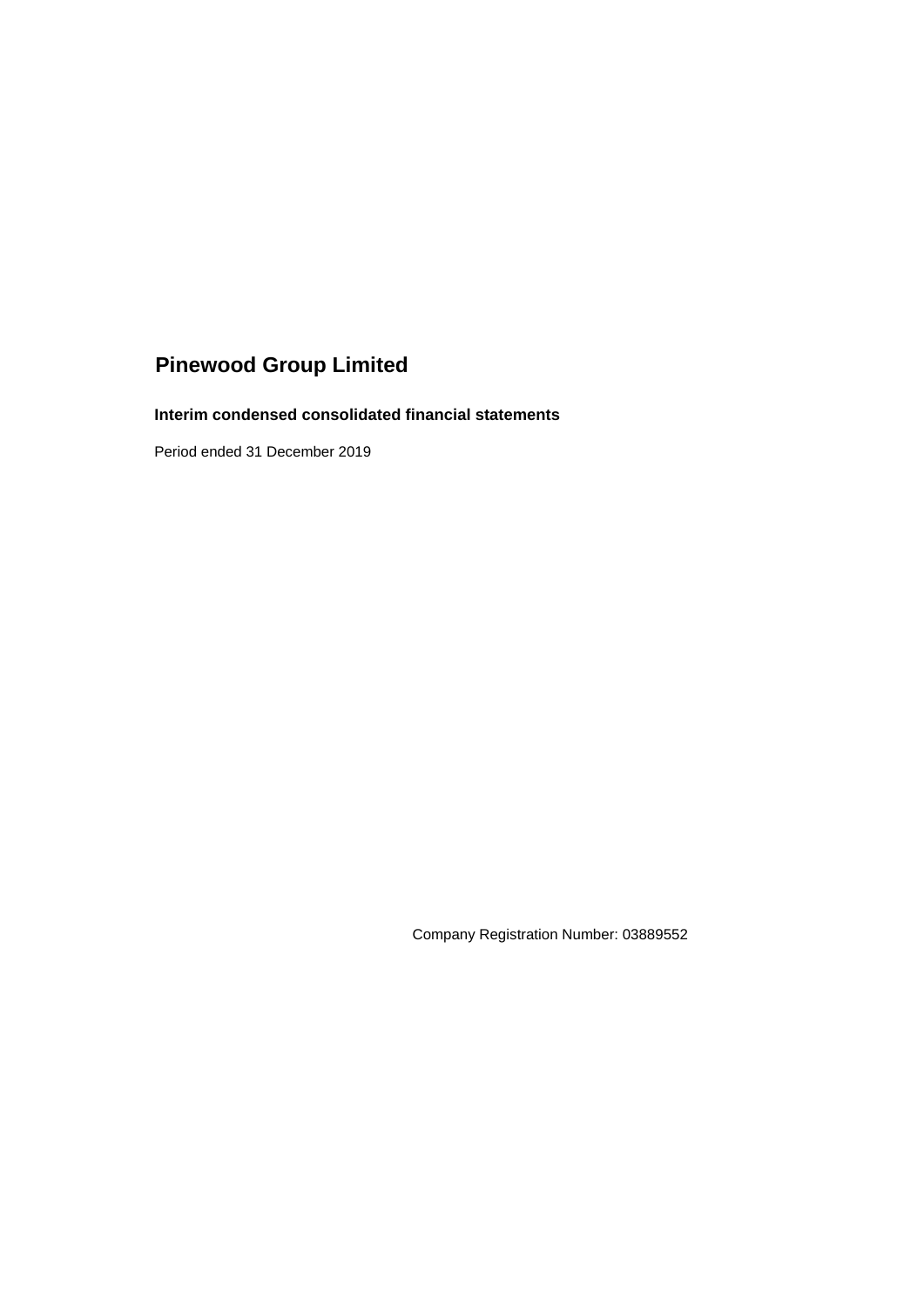# Pinewood Group Limited

### Interim condensed consolidated financial statements

Period ended 31 December 2019

Company Registration Number: 03889552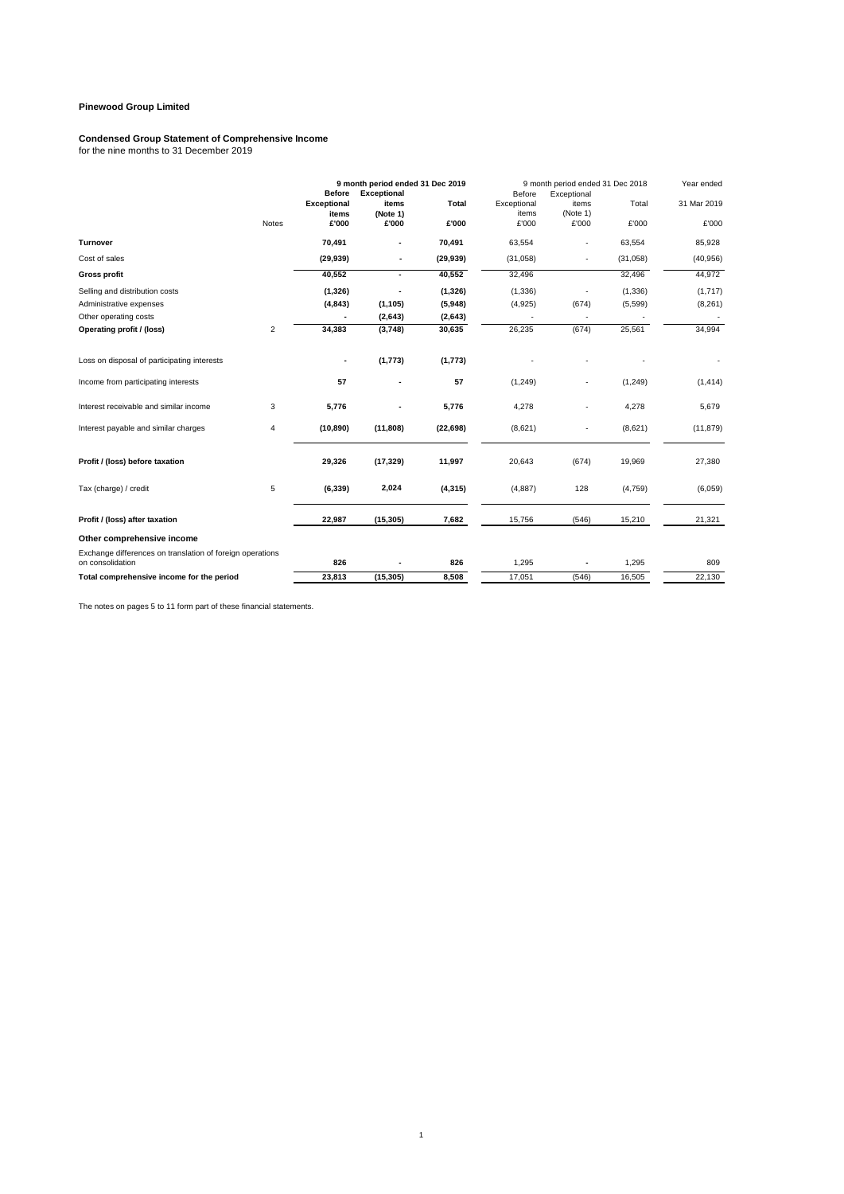**Pinewood Group Limited**

**Condensed Group Statement of Comprehensive Income**
for the nine months to 31 December 2019

| | Notes | 9 month period ended 31 Dec 2019 | | | 9 month period ended 31 Dec 2018 | | | Year ended |
|---|---|---|---|---|---|---|---|---|
| | | **Before Exceptional items** | **Exceptional items (Note 1)** | **Total** | Before Exceptional items | Exceptional items (Note 1) | Total | 31 Mar 2019 |
| | | **£'000** | **£'000** | **£'000** | £'000 | £'000 | £'000 | £'000 |
| **Turnover** | | **70,491** | **-** | **70,491** | 63,554 | - | 63,554 | 85,928 |
| Cost of sales | | **(29,939)** | **-** | **(29,939)** | (31,058) | - | (31,058) | (40,956) |
| **Gross profit** | | **40,552** | **-** | **40,552** | 32,496 | | 32,496 | 44,972 |
| Selling and distribution costs | | **(1,326)** | **-** | **(1,326)** | (1,336) | - | (1,336) | (1,717) |
| Administrative expenses | | **(4,843)** | **(1,105)** | **(5,948)** | (4,925) | (674) | (5,599) | (8,261) |
| Other operating costs | | **-** | **(2,643)** | **(2,643)** | - | - | - | - |
| **Operating profit / (loss)** | 2 | **34,383** | **(3,748)** | **30,635** | 26,235 | (674) | 25,561 | 34,994 |
| Loss on disposal of participating interests | | **-** | **(1,773)** | **(1,773)** | - | - | - | - |
| Income from participating interests | | **57** | **-** | **57** | (1,249) | - | (1,249) | (1,414) |
| Interest receivable and similar income | 3 | **5,776** | **-** | **5,776** | 4,278 | - | 4,278 | 5,679 |
| Interest payable and similar charges | 4 | **(10,890)** | **(11,808)** | **(22,698)** | (8,621) | - | (8,621) | (11,879) |
| **Profit / (loss) before taxation** | | **29,326** | **(17,329)** | **11,997** | 20,643 | (674) | 19,969 | 27,380 |
| Tax (charge) / credit | 5 | **(6,339)** | **2,024** | **(4,315)** | (4,887) | 128 | (4,759) | (6,059) |
| **Profit / (loss) after taxation** | | **22,987** | **(15,305)** | **7,682** | 15,756 | (546) | 15,210 | 21,321 |
| **Other comprehensive income** | | | | | | | | |
| Exchange differences on translation of foreign operations on consolidation | | **826** | **-** | **826** | 1,295 | - | 1,295 | 809 |
| **Total comprehensive income for the period** | | **23,813** | **(15,305)** | **8,508** | 17,051 | (546) | 16,505 | 22,130 |

The notes on pages 5 to 11 form part of these financial statements.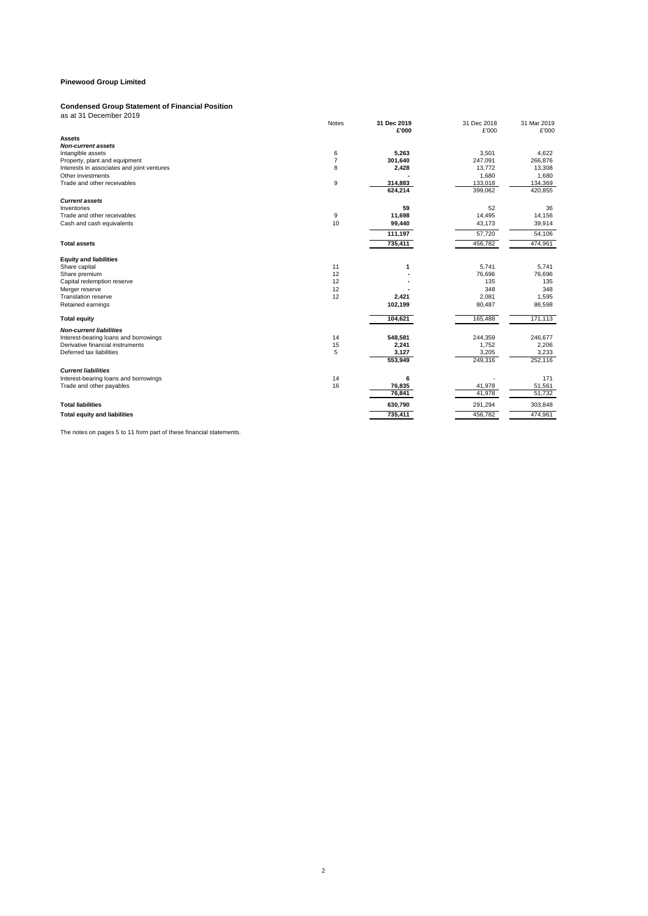# Pinewood Group Limited

## Condensed Group Statement of Financial Position

as at 31 December 2019

| | Notes | 31 Dec 2019 £'000 | 31 Dec 2018 £'000 | 31 Mar 2019 £'000 |
|---|---|---|---|---|
| **Assets** | | | | |
| ***Non-current assets*** | | | | |
| Intangible assets | 6 | **5,263** | 3,501 | 4,622 |
| Property, plant and equipment | 7 | **301,640** | 247,091 | 266,876 |
| Interests in associates and joint ventures | 8 | **2,428** | 13,772 | 13,308 |
| Other investments | | **-** | 1,680 | 1,680 |
| Trade and other receivables | 9 | **314,883** | 133,018 | 134,369 |
| | | **624,214** | 399,062 | 420,855 |
| ***Current assets*** | | | | |
| Inventories | | **59** | 52 | 36 |
| Trade and other receivables | 9 | **11,698** | 14,495 | 14,156 |
| Cash and cash equivalents | 10 | **99,440** | 43,173 | 39,914 |
| | | **111,197** | 57,720 | 54,106 |
| **Total assets** | | **735,411** | 456,782 | 474,961 |
| **Equity and liabilities** | | | | |
| Share capital | 11 | **1** | 5,741 | 5,741 |
| Share premium | 12 | **-** | 76,696 | 76,696 |
| Capital redemption reserve | 12 | **-** | 135 | 135 |
| Merger reserve | 12 | **-** | 348 | 348 |
| Translation reserve | 12 | **2,421** | 2,081 | 1,595 |
| Retained earnings | | **102,199** | 80,487 | 86,598 |
| **Total equity** | | **104,621** | 165,488 | 171,113 |
| ***Non-current liabilities*** | | | | |
| Interest-bearing loans and borrowings | 14 | **548,581** | 244,359 | 246,677 |
| Derivative financial instruments | 15 | **2,241** | 1,752 | 2,206 |
| Deferred tax liabilities | 5 | **3,127** | 3,205 | 3,233 |
| | | **553,949** | 249,316 | 252,116 |
| ***Current liabilities*** | | | | |
| Interest-bearing loans and borrowings | 14 | **6** | - | 171 |
| Trade and other payables | 16 | **76,835** | 41,978 | 51,561 |
| | | **76,841** | 41,978 | 51,732 |
| **Total liabilities** | | **630,790** | 291,294 | 303,848 |
| **Total equity and liabilities** | | **735,411** | 456,782 | 474,961 |

The notes on pages 5 to 11 form part of these financial statements.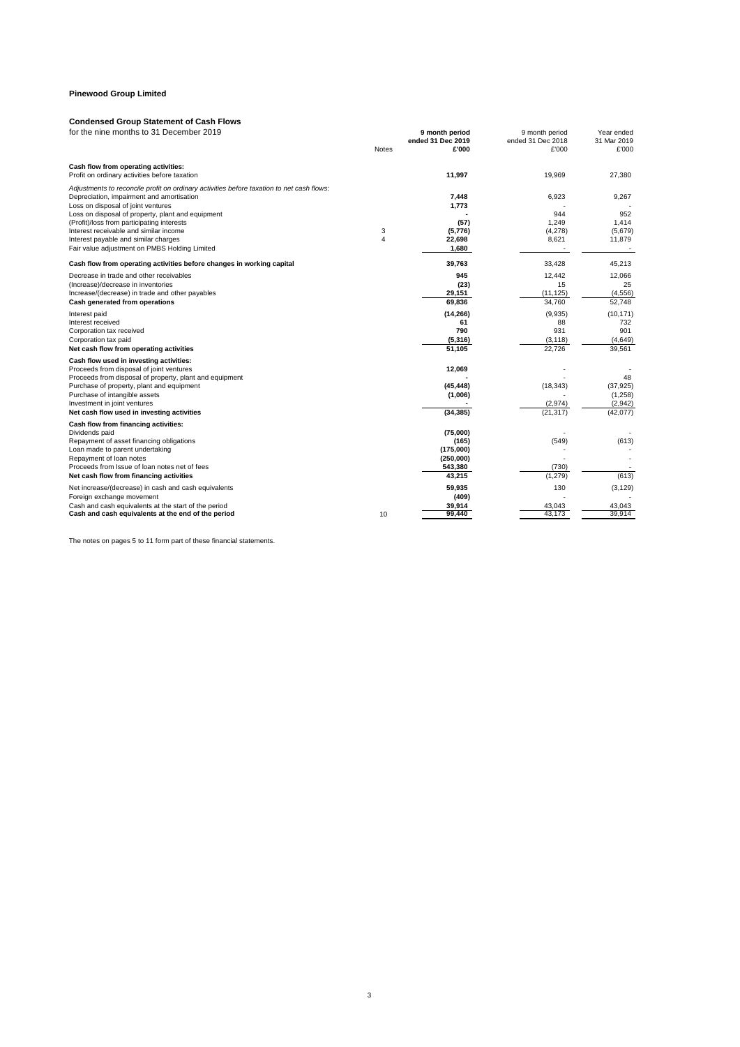**Pinewood Group Limited**

**Condensed Group Statement of Cash Flows**

for the nine months to 31 December 2019

| | Notes | 9 month period ended 31 Dec 2019 £'000 | 9 month period ended 31 Dec 2018 £'000 | Year ended 31 Mar 2019 £'000 |
|---|---|---|---|---|
| **Cash flow from operating activities:** | | | | |
| Profit on ordinary activities before taxation | | **11,997** | 19,969 | 27,380 |
| *Adjustments to reconcile profit on ordinary activities before taxation to net cash flows:* | | | | |
| Depreciation, impairment and amortisation | | **7,448** | 6,923 | 9,267 |
| Loss on disposal of joint ventures | | **1,773** | - | - |
| Loss on disposal of property, plant and equipment | | **-** | 944 | 952 |
| (Profit)/loss from participating interests | | **(57)** | 1,249 | 1,414 |
| Interest receivable and similar income | 3 | **(5,776)** | (4,278) | (5,679) |
| Interest payable and similar charges | 4 | **22,698** | 8,621 | 11,879 |
| Fair value adjustment on PMBS Holding Limited | | **1,680** | - | - |
| **Cash flow from operating activities before changes in working capital** | | **39,763** | 33,428 | 45,213 |
| Decrease in trade and other receivables | | **945** | 12,442 | 12,066 |
| (Increase)/decrease in inventories | | **(23)** | 15 | 25 |
| Increase/(decrease) in trade and other payables | | **29,151** | (11,125) | (4,556) |
| **Cash generated from operations** | | **69,836** | 34,760 | 52,748 |
| Interest paid | | **(14,266)** | (9,935) | (10,171) |
| Interest received | | **61** | 88 | 732 |
| Corporation tax received | | **790** | 931 | 901 |
| Corporation tax paid | | **(5,316)** | (3,118) | (4,649) |
| **Net cash flow from operating activities** | | **51,105** | 22,726 | 39,561 |
| **Cash flow used in investing activities:** | | | | |
| Proceeds from disposal of joint ventures | | **12,069** | - | - |
| Proceeds from disposal of property, plant and equipment | | **-** | - | 48 |
| Purchase of property, plant and equipment | | **(45,448)** | (18,343) | (37,925) |
| Purchase of intangible assets | | **(1,006)** | - | (1,258) |
| Investment in joint ventures | | **-** | (2,974) | (2,942) |
| **Net cash flow used in investing activities** | | **(34,385)** | (21,317) | (42,077) |
| **Cash flow from financing activities:** | | | | |
| Dividends paid | | **(75,000)** | - | - |
| Repayment of asset financing obligations | | **(165)** | (549) | (613) |
| Loan made to parent undertaking | | **(175,000)** | - | - |
| Repayment of loan notes | | **(250,000)** | - | - |
| Proceeds from Issue of loan notes net of fees | | **543,380** | (730) | - |
| **Net cash flow from financing activities** | | **43,215** | (1,279) | (613) |
| Net increase/(decrease) in cash and cash equivalents | | **59,935** | 130 | (3,129) |
| Foreign exchange movement | | **(409)** | - | - |
| Cash and cash equivalents at the start of the period | | **39,914** | 43,043 | 43,043 |
| **Cash and cash equivalents at the end of the period** | 10 | **99,440** | 43,173 | 39,914 |

The notes on pages 5 to 11 form part of these financial statements.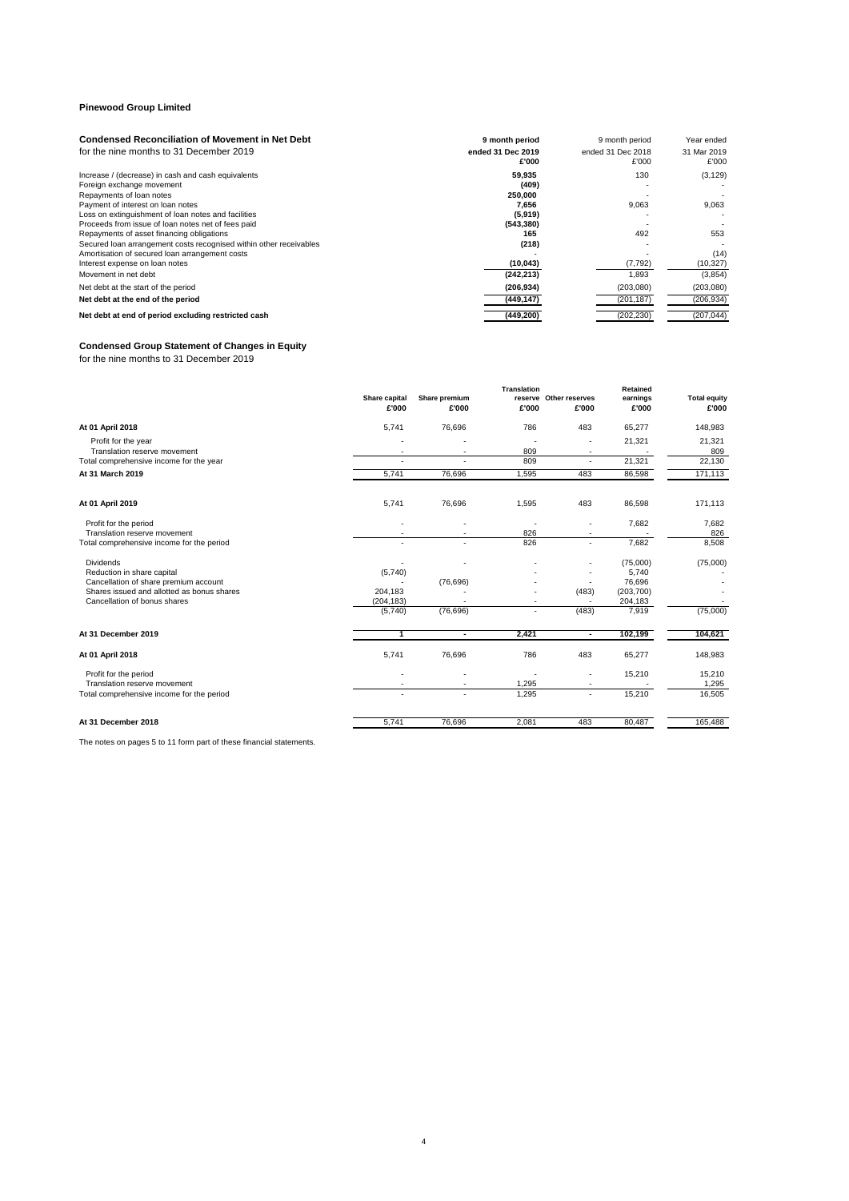**Pinewood Group Limited**

**Condensed Reconciliation of Movement in Net Debt**
for the nine months to 31 December 2019

| | **9 month period ended 31 Dec 2019 £'000** | 9 month period ended 31 Dec 2018 £'000 | Year ended 31 Mar 2019 £'000 |
|---|---|---|---|
| Increase / (decrease) in cash and cash equivalents | **59,935** | 130 | (3,129) |
| Foreign exchange movement | **(409)** | - | - |
| Repayments of loan notes | **250,000** | - | - |
| Payment of interest on loan notes | **7,656** | 9,063 | 9,063 |
| Loss on extinguishment of loan notes and facilities | **(5,919)** | - | - |
| Proceeds from issue of loan notes net of fees paid | **(543,380)** | - | - |
| Repayments of asset financing obligations | **165** | 492 | 553 |
| Secured loan arrangement costs recognised within other receivables | **(218)** | - | - |
| Amortisation of secured loan arrangement costs | - | - | (14) |
| Interest expense on loan notes | **(10,043)** | (7,792) | (10,327) |
| Movement in net debt | **(242,213)** | 1,893 | (3,854) |
| Net debt at the start of the period | **(206,934)** | (203,080) | (203,080) |
| **Net debt at the end of the period** | **(449,147)** | (201,187) | (206,934) |
| **Net debt at end of period excluding restricted cash** | **(449,200)** | (202,230) | (207,044) |

**Condensed Group Statement of Changes in Equity**
for the nine months to 31 December 2019

| | **Share capital £'000** | **Share premium £'000** | **Translation reserve £'000** | **Other reserves £'000** | **Retained earnings £'000** | **Total equity £'000** |
|---|---|---|---|---|---|---|
| **At 01 April 2018** | 5,741 | 76,696 | 786 | 483 | 65,277 | 148,983 |
| Profit for the year | - | - | - | - | 21,321 | 21,321 |
| Translation reserve movement | - | - | 809 | - | - | 809 |
| Total comprehensive income for the year | - | - | 809 | - | 21,321 | 22,130 |
| **At 31 March 2019** | 5,741 | 76,696 | 1,595 | 483 | 86,598 | 171,113 |
| | | | | | | |
| **At 01 April 2019** | 5,741 | 76,696 | 1,595 | 483 | 86,598 | 171,113 |
| Profit for the period | - | - | - | - | 7,682 | 7,682 |
| Translation reserve movement | - | - | 826 | - | - | 826 |
| Total comprehensive income for the period | - | - | 826 | - | 7,682 | 8,508 |
| Dividends | - | - | - | - | (75,000) | (75,000) |
| Reduction in share capital | (5,740) | - | - | - | 5,740 | - |
| Cancellation of share premium account | - | (76,696) | - | - | 76,696 | - |
| Shares issued and allotted as bonus shares | 204,183 | - | - | (483) | (203,700) | - |
| Cancellation of bonus shares | (204,183) | - | - | - | 204,183 | - |
| | (5,740) | (76,696) | - | (483) | 7,919 | (75,000) |
| **At 31 December 2019** | **1** | **-** | **2,421** | **-** | **102,199** | **104,621** |
| **At 01 April 2018** | 5,741 | 76,696 | 786 | 483 | 65,277 | 148,983 |
| Profit for the period | - | - | - | - | 15,210 | 15,210 |
| Translation reserve movement | - | - | 1,295 | - | - | 1,295 |
| Total comprehensive income for the period | - | - | 1,295 | - | 15,210 | 16,505 |
| **At 31 December 2018** | 5,741 | 76,696 | 2,081 | 483 | 80,487 | 165,488 |

The notes on pages 5 to 11 form part of these financial statements.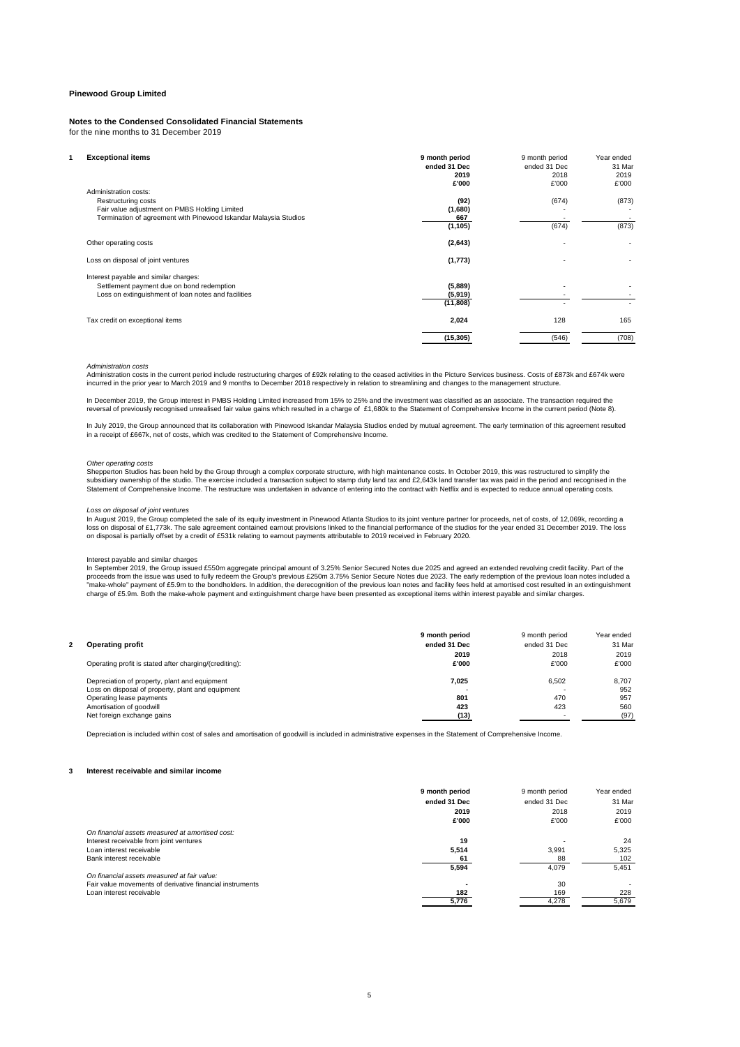**Pinewood Group Limited**

**Notes to the Condensed Consolidated Financial Statements**
for the nine months to 31 December 2019

| **1 Exceptional items** | **9 month period ended 31 Dec 2019 £'000** | 9 month period ended 31 Dec 2018 £'000 | Year ended 31 Mar 2019 £'000 |
|---|---|---|---|
| Administration costs: | | | |
| Restructuring costs | **(92)** | (674) | (873) |
| Fair value adjustment on PMBS Holding Limited | **(1,680)** | - | - |
| Termination of agreement with Pinewood Iskandar Malaysia Studios | **667** | - | - |
| | **(1,105)** | (674) | (873) |
| Other operating costs | **(2,643)** | - | - |
| Loss on disposal of joint ventures | **(1,773)** | - | - |
| Interest payable and similar charges: | | | |
| Settlement payment due on bond redemption | **(5,889)** | - | - |
| Loss on extinguishment of loan notes and facilities | **(5,919)** | - | - |
| | **(11,808)** | - | - |
| Tax credit on exceptional items | **2,024** | 128 | 165 |
| | **(15,305)** | (546) | (708) |

*Administration costs*
Administration costs in the current period include restructuring charges of £92k relating to the ceased activities in the Picture Services business. Costs of £873k and £674k were incurred in the prior year to March 2019 and 9 months to December 2018 respectively in relation to streamlining and changes to the management structure.

In December 2019, the Group interest in PMBS Holding Limited increased from 15% to 25% and the investment was classified as an associate. The transaction required the reversal of previously recognised unrealised fair value gains which resulted in a charge of £1,680k to the Statement of Comprehensive Income in the current period (Note 8).

In July 2019, the Group announced that its collaboration with Pinewood Iskandar Malaysia Studios ended by mutual agreement. The early termination of this agreement resulted in a receipt of £667k, net of costs, which was credited to the Statement of Comprehensive Income.

*Other operating costs*
Shepperton Studios has been held by the Group through a complex corporate structure, with high maintenance costs. In October 2019, this was restructured to simplify the subsidiary ownership of the studio. The exercise included a transaction subject to stamp duty land tax and £2,643k land transfer tax was paid in the period and recognised in the Statement of Comprehensive Income. The restructure was undertaken in advance of entering into the contract with Netflix and is expected to reduce annual operating costs.

*Loss on disposal of joint ventures*
In August 2019, the Group completed the sale of its equity investment in Pinewood Atlanta Studios to its joint venture partner for proceeds, net of costs, of 12,069k, recording a loss on disposal of £1,773k. The sale agreement contained earnout provisions linked to the financial performance of the studios for the year ended 31 December 2019. The loss on disposal is partially offset by a credit of £531k relating to earnout payments attributable to 2019 received in February 2020.

Interest payable and similar charges
In September 2019, the Group issued £550m aggregate principal amount of 3.25% Senior Secured Notes due 2025 and agreed an extended revolving credit facility. Part of the proceeds from the issue was used to fully redeem the Group's previous £250m 3.75% Senior Secure Notes due 2023. The early redemption of the previous loan notes included a "make-whole" payment of £5.9m to the bondholders. In addition, the derecognition of the previous loan notes and facility fees held at amortised cost resulted in an extinguishment charge of £5.9m. Both the make-whole payment and extinguishment charge have been presented as exceptional items within interest payable and similar charges.

| **2 Operating profit** | **9 month period ended 31 Dec 2019 £'000** | 9 month period ended 31 Dec 2018 £'000 | Year ended 31 Mar 2019 £'000 |
|---|---|---|---|
| Operating profit is stated after charging/(crediting): | | | |
| Depreciation of property, plant and equipment | **7,025** | 6,502 | 8,707 |
| Loss on disposal of property, plant and equipment | **-** | - | 952 |
| Operating lease payments | **801** | 470 | 957 |
| Amortisation of goodwill | **423** | 423 | 560 |
| Net foreign exchange gains | **(13)** | - | (97) |

Depreciation is included within cost of sales and amortisation of goodwill is included in administrative expenses in the Statement of Comprehensive Income.

**3 Interest receivable and similar income**

| | **9 month period ended 31 Dec 2019 £'000** | 9 month period ended 31 Dec 2018 £'000 | Year ended 31 Mar 2019 £'000 |
|---|---|---|---|
| *On financial assets measured at amortised cost:* | | | |
| Interest receivable from joint ventures | **19** | - | 24 |
| Loan interest receivable | **5,514** | 3,991 | 5,325 |
| Bank interest receivable | **61** | 88 | 102 |
| | **5,594** | 4,079 | 5,451 |
| *On financial assets measured at fair value:* | | | |
| Fair value movements of derivative financial instruments | **-** | 30 | - |
| Loan interest receivable | **182** | 169 | 228 |
| | **5,776** | 4,278 | 5,679 |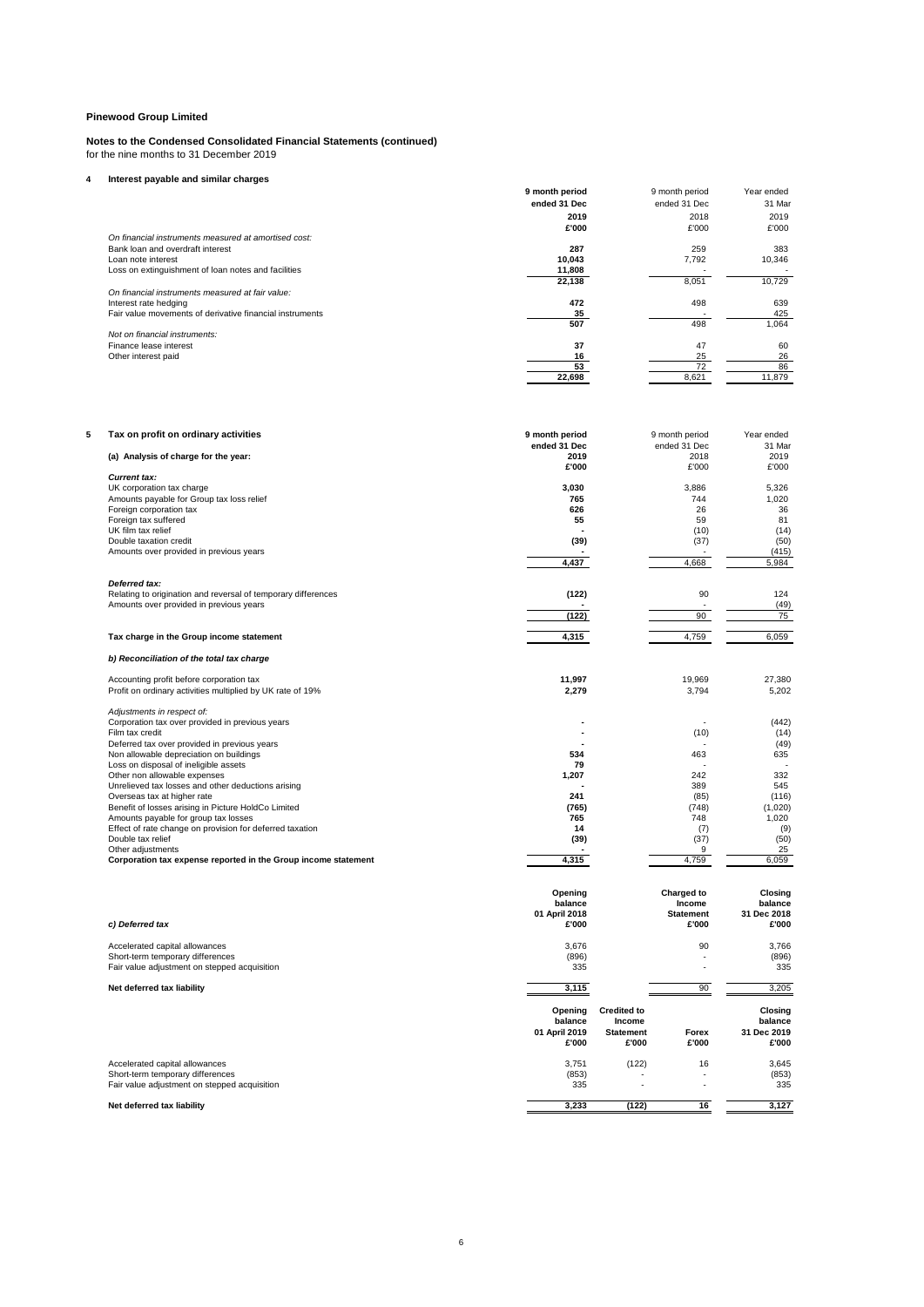**Pinewood Group Limited**

**Notes to the Condensed Consolidated Financial Statements (continued)**
for the nine months to 31 December 2019

## 4 Interest payable and similar charges

| | 9 month period ended 31 Dec 2019 £'000 | 9 month period ended 31 Dec 2018 £'000 | Year ended 31 Mar 2019 £'000 |
|---|---|---|---|
| *On financial instruments measured at amortised cost:* | | | |
| Bank loan and overdraft interest | 287 | 259 | 383 |
| Loan note interest | 10,043 | 7,792 | 10,346 |
| Loss on extinguishment of loan notes and facilities | 11,808 | - | - |
| | 22,138 | 8,051 | 10,729 |
| *On financial instruments measured at fair value:* | | | |
| Interest rate hedging | 472 | 498 | 639 |
| Fair value movements of derivative financial instruments | 35 | - | 425 |
| | 507 | 498 | 1,064 |
| *Not on financial instruments:* | | | |
| Finance lease interest | 37 | 47 | 60 |
| Other interest paid | 16 | 25 | 26 |
| | 53 | 72 | 86 |
| | 22,698 | 8,621 | 11,879 |

## 5 Tax on profit on ordinary activities

| (a) Analysis of charge for the year: | 9 month period ended 31 Dec 2019 £'000 | 9 month period ended 31 Dec 2018 £'000 | Year ended 31 Mar 2019 £'000 |
|---|---|---|---|
| ***Current tax:*** | | | |
| UK corporation tax charge | 3,030 | 3,886 | 5,326 |
| Amounts payable for Group tax loss relief | 765 | 744 | 1,020 |
| Foreign corporation tax | 626 | 26 | 36 |
| Foreign tax suffered | 55 | 59 | 81 |
| UK film tax relief | - | (10) | (14) |
| Double taxation credit | (39) | (37) | (50) |
| Amounts over provided in previous years | - | - | (415) |
| | 4,437 | 4,668 | 5,984 |
| ***Deferred tax:*** | | | |
| Relating to origination and reversal of temporary differences | (122) | 90 | 124 |
| Amounts over provided in previous years | - | - | (49) |
| | (122) | 90 | 75 |
| **Tax charge in the Group income statement** | 4,315 | 4,759 | 6,059 |

***b) Reconciliation of the total tax charge***

| | 9 month period ended 31 Dec 2019 £'000 | 9 month period ended 31 Dec 2018 £'000 | Year ended 31 Mar 2019 £'000 |
|---|---|---|---|
| Accounting profit before corporation tax | 11,997 | 19,969 | 27,380 |
| Profit on ordinary activities multiplied by UK rate of 19% | 2,279 | 3,794 | 5,202 |
| *Adjustments in respect of:* | | | |
| Corporation tax over provided in previous years | - | - | (442) |
| Film tax credit | - | (10) | (14) |
| Deferred tax over provided in previous years | - | - | (49) |
| Non allowable depreciation on buildings | 534 | 463 | 635 |
| Loss on disposal of ineligible assets | 79 | - | - |
| Other non allowable expenses | 1,207 | 242 | 332 |
| Unrelieved tax losses and other deductions arising | - | 389 | 545 |
| Overseas tax at higher rate | 241 | (85) | (116) |
| Benefit of losses arising in Picture HoldCo Limited | (765) | (748) | (1,020) |
| Amounts payable for group tax losses | 765 | 748 | 1,020 |
| Effect of rate change on provision for deferred taxation | 14 | (7) | (9) |
| Double tax relief | (39) | (37) | (50) |
| Other adjustments | - | 9 | 25 |
| **Corporation tax expense reported in the Group income statement** | 4,315 | 4,759 | 6,059 |

| *c) Deferred tax* | Opening balance 01 April 2018 £'000 | Charged to Income Statement £'000 | Closing balance 31 Dec 2018 £'000 |
|---|---|---|---|
| Accelerated capital allowances | 3,676 | 90 | 3,766 |
| Short-term temporary differences | (896) | - | (896) |
| Fair value adjustment on stepped acquisition | 335 | - | 335 |
| **Net deferred tax liability** | 3,115 | 90 | 3,205 |

| | Opening balance 01 April 2019 £'000 | Credited to Income Statement £'000 | Forex £'000 | Closing balance 31 Dec 2019 £'000 |
|---|---|---|---|---|
| Accelerated capital allowances | 3,751 | (122) | 16 | 3,645 |
| Short-term temporary differences | (853) | - | - | (853) |
| Fair value adjustment on stepped acquisition | 335 | - | - | 335 |
| **Net deferred tax liability** | 3,233 | (122) | 16 | 3,127 |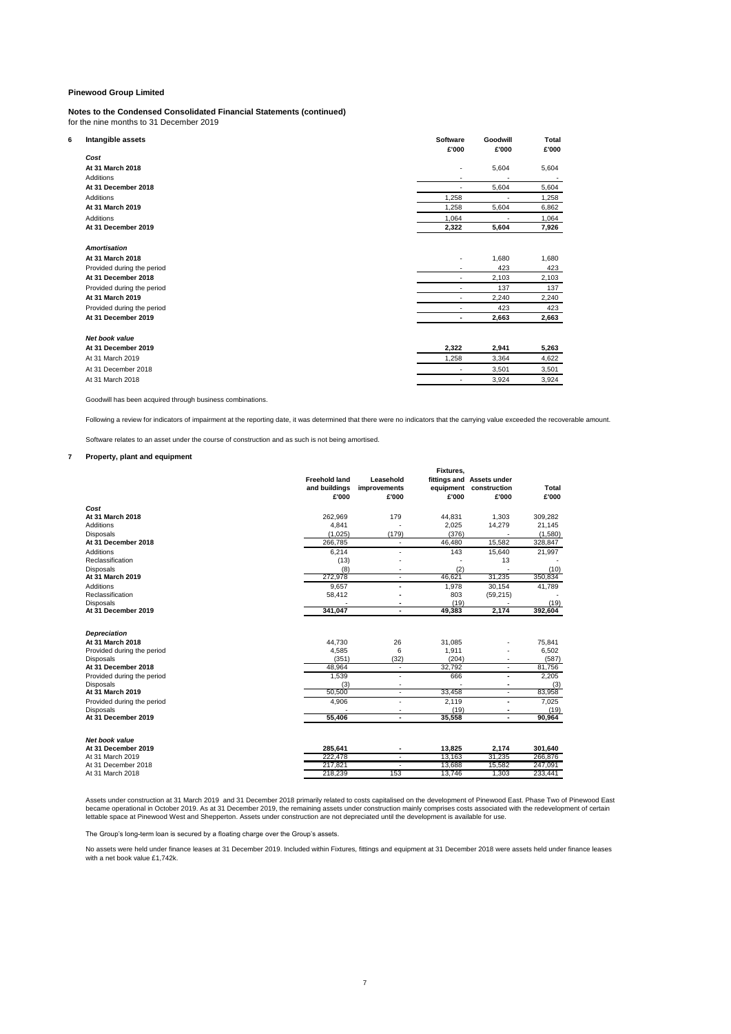**Pinewood Group Limited**

**Notes to the Condensed Consolidated Financial Statements (continued)**
for the nine months to 31 December 2019

## 6 Intangible assets

| | Software £'000 | Goodwill £'000 | Total £'000 |
|---|---|---|---|
| ***Cost*** | | | |
| **At 31 March 2018** | - | 5,604 | 5,604 |
| Additions | - | - | - |
| **At 31 December 2018** | - | 5,604 | 5,604 |
| Additions | 1,258 | - | 1,258 |
| **At 31 March 2019** | 1,258 | 5,604 | 6,862 |
| Additions | 1,064 | - | 1,064 |
| **At 31 December 2019** | **2,322** | **5,604** | **7,926** |
| ***Amortisation*** | | | |
| **At 31 March 2018** | - | 1,680 | 1,680 |
| Provided during the period | - | 423 | 423 |
| **At 31 December 2018** | - | 2,103 | 2,103 |
| Provided during the period | - | 137 | 137 |
| **At 31 March 2019** | - | 2,240 | 2,240 |
| Provided during the period | - | 423 | 423 |
| **At 31 December 2019** | **-** | **2,663** | **2,663** |
| ***Net book value*** | | | |
| **At 31 December 2019** | **2,322** | **2,941** | **5,263** |
| At 31 March 2019 | 1,258 | 3,364 | 4,622 |
| At 31 December 2018 | - | 3,501 | 3,501 |
| At 31 March 2018 | - | 3,924 | 3,924 |

Goodwill has been acquired through business combinations.

Following a review for indicators of impairment at the reporting date, it was determined that there were no indicators that the carrying value exceeded the recoverable amount.

Software relates to an asset under the course of construction and as such is not being amortised.

## 7 Property, plant and equipment

| | Freehold land and buildings £'000 | Leasehold improvements £'000 | Fixtures, fittings and equipment £'000 | Assets under construction £'000 | Total £'000 |
|---|---|---|---|---|---|
| ***Cost*** | | | | | |
| **At 31 March 2018** | 262,969 | 179 | 44,831 | 1,303 | 309,282 |
| Additions | 4,841 | - | 2,025 | 14,279 | 21,145 |
| Disposals | (1,025) | (179) | (376) | - | (1,580) |
| **At 31 December 2018** | 266,785 | - | 46,480 | 15,582 | 328,847 |
| Additions | 6,214 | - | 143 | 15,640 | 21,997 |
| Reclassification | (13) | - | - | 13 | - |
| Disposals | (8) | - | (2) | - | (10) |
| **At 31 March 2019** | 272,978 | - | 46,621 | 31,235 | 350,834 |
| Additions | 9,657 | - | 1,978 | 30,154 | 41,789 |
| Reclassification | 58,412 | - | 803 | (59,215) | - |
| Disposals | - | - | (19) | - | (19) |
| **At 31 December 2019** | **341,047** | **-** | **49,383** | **2,174** | **392,604** |
| ***Depreciation*** | | | | | |
| **At 31 March 2018** | 44,730 | 26 | 31,085 | - | 75,841 |
| Provided during the period | 4,585 | 6 | 1,911 | - | 6,502 |
| Disposals | (351) | (32) | (204) | - | (587) |
| **At 31 December 2018** | 48,964 | - | 32,792 | - | 81,756 |
| Provided during the period | 1,539 | - | 666 | - | 2,205 |
| Disposals | (3) | - | - | - | (3) |
| **At 31 March 2019** | 50,500 | - | 33,458 | - | 83,958 |
| Provided during the period | 4,906 | - | 2,119 | - | 7,025 |
| Disposals | - | - | (19) | - | (19) |
| **At 31 December 2019** | **55,406** | **-** | **35,558** | **-** | **90,964** |
| ***Net book value*** | | | | | |
| **At 31 December 2019** | **285,641** | **-** | **13,825** | **2,174** | **301,640** |
| At 31 March 2019 | 222,478 | - | 13,163 | 31,235 | 266,876 |
| At 31 December 2018 | 217,821 | - | 13,688 | 15,582 | 247,091 |
| At 31 March 2018 | 218,239 | 153 | 13,746 | 1,303 | 233,441 |

Assets under construction at 31 March 2019 and 31 December 2018 primarily related to costs capitalised on the development of Pinewood East. Phase Two of Pinewood East became operational in October 2019. As at 31 December 2019, the remaining assets under construction mainly comprises costs associated with the redevelopment of certain lettable space at Pinewood West and Shepperton. Assets under construction are not depreciated until the development is available for use.

The Group's long-term loan is secured by a floating charge over the Group's assets.

No assets were held under finance leases at 31 December 2019. Included within Fixtures, fittings and equipment at 31 December 2018 were assets held under finance leases with a net book value £1,742k.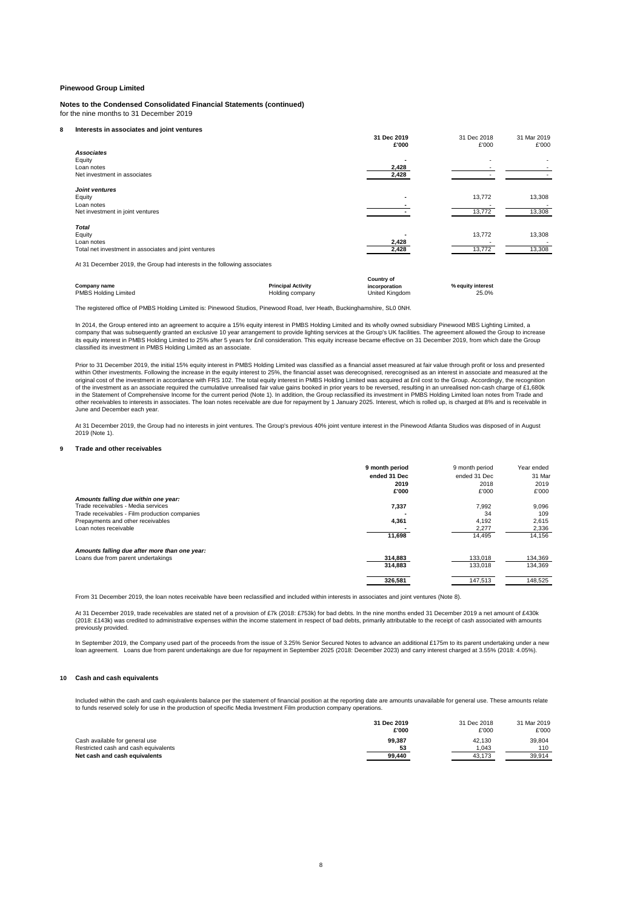**Pinewood Group Limited**

**Notes to the Condensed Consolidated Financial Statements (continued)**
for the nine months to 31 December 2019

## 8 Interests in associates and joint ventures

| | **31 Dec 2019** | 31 Dec 2018 | 31 Mar 2019 |
|---|---|---|---|
| | **£'000** | £'000 | £'000 |
| ***Associates*** | | | |
| Equity | **-** | - | - |
| Loan notes | **2,428** | - | - |
| Net investment in associates | **2,428** | - | - |
| ***Joint ventures*** | | | |
| Equity | **-** | 13,772 | 13,308 |
| Loan notes | **-** | - | - |
| Net investment in joint ventures | **-** | 13,772 | 13,308 |
| ***Total*** | | | |
| Equity | **-** | 13,772 | 13,308 |
| Loan notes | **2,428** | - | - |
| Total net investment in associates and joint ventures | **2,428** | 13,772 | 13,308 |

At 31 December 2019, the Group had interests in the following associates

| **Company name** | **Principal Activity** | **Country of incorporation** | **% equity interest** |
|---|---|---|---|
| PMBS Holding Limited | Holding company | United Kingdom | 25.0% |

The registered office of PMBS Holding Limited is: Pinewood Studios, Pinewood Road, Iver Heath, Buckinghamshire, SL0 0NH.

In 2014, the Group entered into an agreement to acquire a 15% equity interest in PMBS Holding Limited and its wholly owned subsidiary Pinewood MBS Lighting Limited, a company that was subsequently granted an exclusive 10 year arrangement to provide lighting services at the Group's UK facilities. The agreement allowed the Group to increase its equity interest in PMBS Holding Limited to 25% after 5 years for £nil consideration. This equity increase became effective on 31 December 2019, from which date the Group classified its investment in PMBS Holding Limited as an associate.

Prior to 31 December 2019, the initial 15% equity interest in PMBS Holding Limited was classified as a financial asset measured at fair value through profit or loss and presented within Other investments. Following the increase in the equity interest to 25%, the financial asset was derecognised, rerecognised as an interest in associate and measured at the original cost of the investment in accordance with FRS 102. The total equity interest in PMBS Holding Limited was acquired at £nil cost to the Group. Accordingly, the recognition of the investment as an associate required the cumulative unrealised fair value gains booked in prior years to be reversed, resulting in an unrealised non-cash charge of £1,680k in the Statement of Comprehensive Income for the current period (Note 1). In addition, the Group reclassified its investment in PMBS Holding Limited loan notes from Trade and other receivables to interests in associates. The loan notes receivable are due for repayment by 1 January 2025. Interest, which is rolled up, is charged at 8% and is receivable in June and December each year.

At 31 December 2019, the Group had no interests in joint ventures. The Group's previous 40% joint venture interest in the Pinewood Atlanta Studios was disposed of in August 2019 (Note 1).

## 9 Trade and other receivables

| | **9 month period ended 31 Dec 2019** | 9 month period ended 31 Dec 2018 | Year ended 31 Mar 2019 |
|---|---|---|---|
| | **£'000** | £'000 | £'000 |
| ***Amounts falling due within one year:*** | | | |
| Trade receivables - Media services | **7,337** | 7,992 | 9,096 |
| Trade receivables - Film production companies | **-** | 34 | 109 |
| Prepayments and other receivables | **4,361** | 4,192 | 2,615 |
| Loan notes receivable | **-** | 2,277 | 2,336 |
| | **11,698** | 14,495 | 14,156 |
| ***Amounts falling due after more than one year:*** | | | |
| Loans due from parent undertakings | **314,883** | 133,018 | 134,369 |
| | **314,883** | 133,018 | 134,369 |
| | **326,581** | 147,513 | 148,525 |

From 31 December 2019, the loan notes receivable have been reclassified and included within interests in associates and joint ventures (Note 8).

At 31 December 2019, trade receivables are stated net of a provision of £7k (2018: £753k) for bad debts. In the nine months ended 31 December 2019 a net amount of £430k (2018: £143k) was credited to administrative expenses within the income statement in respect of bad debts, primarily attributable to the receipt of cash associated with amounts previously provided.

In September 2019, the Company used part of the proceeds from the issue of 3.25% Senior Secured Notes to advance an additional £175m to its parent undertaking under a new loan agreement. Loans due from parent undertakings are due for repayment in September 2025 (2018: December 2023) and carry interest charged at 3.55% (2018: 4.05%).

## 10 Cash and cash equivalents

Included within the cash and cash equivalents balance per the statement of financial position at the reporting date are amounts unavailable for general use. These amounts relate to funds reserved solely for use in the production of specific Media Investment Film production company operations.

| | **31 Dec 2019** | 31 Dec 2018 | 31 Mar 2019 |
|---|---|---|---|
| | **£'000** | £'000 | £'000 |
| Cash available for general use | **99,387** | 42,130 | 39,804 |
| Restricted cash and cash equivalents | **53** | 1,043 | 110 |
| **Net cash and cash equivalents** | **99,440** | 43,173 | 39,914 |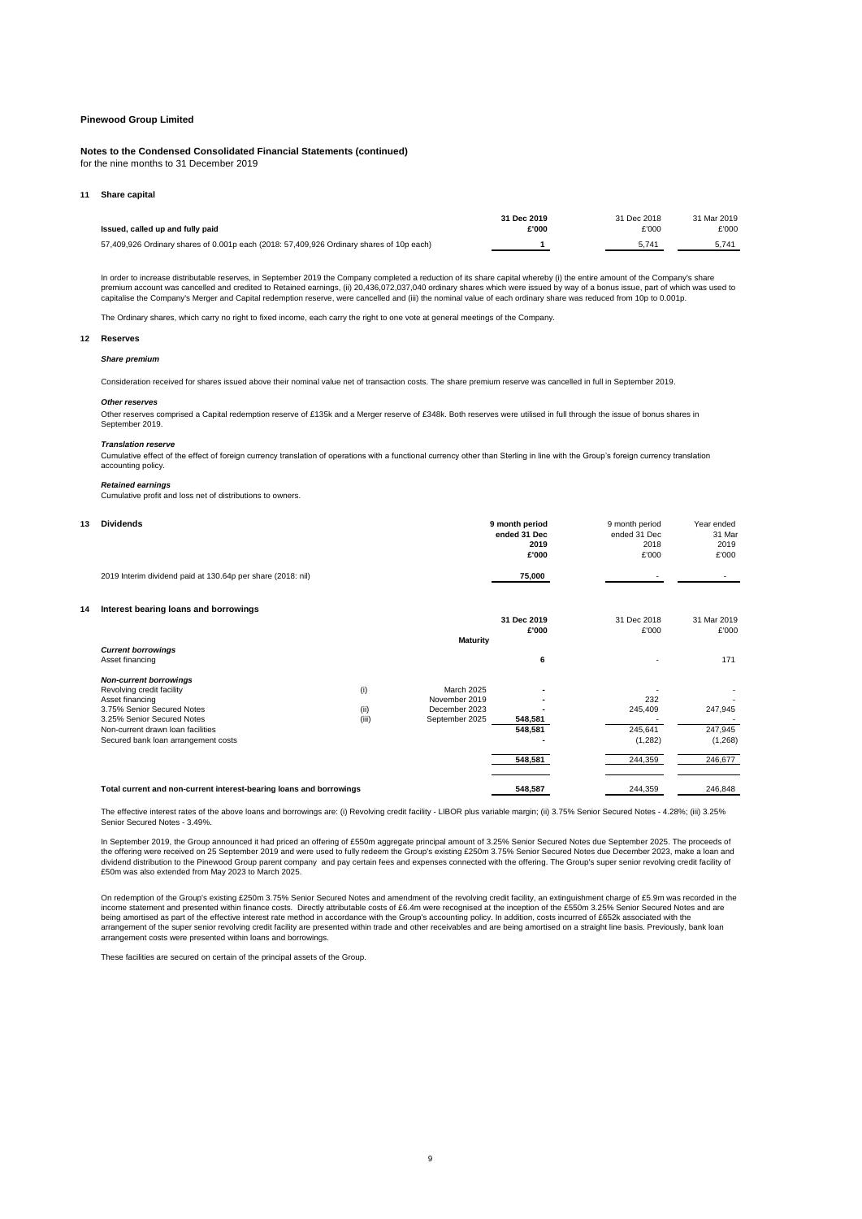**Pinewood Group Limited**

**Notes to the Condensed Consolidated Financial Statements (continued)**
for the nine months to 31 December 2019

## 11 Share capital

| Issued, called up and fully paid | 31 Dec 2019 £'000 | 31 Dec 2018 £'000 | 31 Mar 2019 £'000 |
|---|---|---|---|
| 57,409,926 Ordinary shares of 0.001p each (2018: 57,409,926 Ordinary shares of 10p each) | 1 | 5,741 | 5,741 |

In order to increase distributable reserves, in September 2019 the Company completed a reduction of its share capital whereby (i) the entire amount of the Company's share premium account was cancelled and credited to Retained earnings, (ii) 20,436,072,037,040 ordinary shares which were issued by way of a bonus issue, part of which was used to capitalise the Company's Merger and Capital redemption reserve, were cancelled and (iii) the nominal value of each ordinary share was reduced from 10p to 0.001p.

The Ordinary shares, which carry no right to fixed income, each carry the right to one vote at general meetings of the Company.

## 12 Reserves

***Share premium***

Consideration received for shares issued above their nominal value net of transaction costs. The share premium reserve was cancelled in full in September 2019.

***Other reserves***

Other reserves comprised a Capital redemption reserve of £135k and a Merger reserve of £348k. Both reserves were utilised in full through the issue of bonus shares in September 2019.

***Translation reserve***

Cumulative effect of the effect of foreign currency translation of operations with a functional currency other than Sterling in line with the Group's foreign currency translation accounting policy.

***Retained earnings***

Cumulative profit and loss net of distributions to owners.

## 13 Dividends

| | 9 month period ended 31 Dec 2019 £'000 | 9 month period ended 31 Dec 2018 £'000 | Year ended 31 Mar 2019 £'000 |
|---|---|---|---|
| 2019 Interim dividend paid at 130.64p per share (2018: nil) | 75,000 | - | - |

## 14 Interest bearing loans and borrowings

| | | Maturity | 31 Dec 2019 £'000 | 31 Dec 2018 £'000 | 31 Mar 2019 £'000 |
|---|---|---|---|---|---|
| ***Current borrowings*** | | | | | |
| Asset financing | | | 6 | - | 171 |
| ***Non-current borrowings*** | | | | | |
| Revolving credit facility | (i) | March 2025 | - | - | - |
| Asset financing | | November 2019 | - | 232 | - |
| 3.75% Senior Secured Notes | (ii) | December 2023 | - | 245,409 | 247,945 |
| 3.25% Senior Secured Notes | (iii) | September 2025 | 548,581 | - | - |
| Non-current drawn loan facilities | | | 548,581 | 245,641 | 247,945 |
| Secured bank loan arrangement costs | | | - | (1,282) | (1,268) |
| | | | 548,581 | 244,359 | 246,677 |
| **Total current and non-current interest-bearing loans and borrowings** | | | 548,587 | 244,359 | 246,848 |

The effective interest rates of the above loans and borrowings are: (i) Revolving credit facility - LIBOR plus variable margin; (ii) 3.75% Senior Secured Notes - 4.28%; (iii) 3.25% Senior Secured Notes - 3.49%.

In September 2019, the Group announced it had priced an offering of £550m aggregate principal amount of 3.25% Senior Secured Notes due September 2025. The proceeds of the offering were received on 25 September 2019 and were used to fully redeem the Group's existing £250m 3.75% Senior Secured Notes due December 2023, make a loan and dividend distribution to the Pinewood Group parent company and pay certain fees and expenses connected with the offering. The Group's super senior revolving credit facility of £50m was also extended from May 2023 to March 2025.

On redemption of the Group's existing £250m 3.75% Senior Secured Notes and amendment of the revolving credit facility, an extinguishment charge of £5.9m was recorded in the income statement and presented within finance costs. Directly attributable costs of £6.4m were recognised at the inception of the £550m 3.25% Senior Secured Notes and are being amortised as part of the effective interest rate method in accordance with the Group's accounting policy. In addition, costs incurred of £652k associated with the arrangement of the super senior revolving credit facility are presented within trade and other receivables and are being amortised on a straight line basis. Previously, bank loan arrangement costs were presented within loans and borrowings.

These facilities are secured on certain of the principal assets of the Group.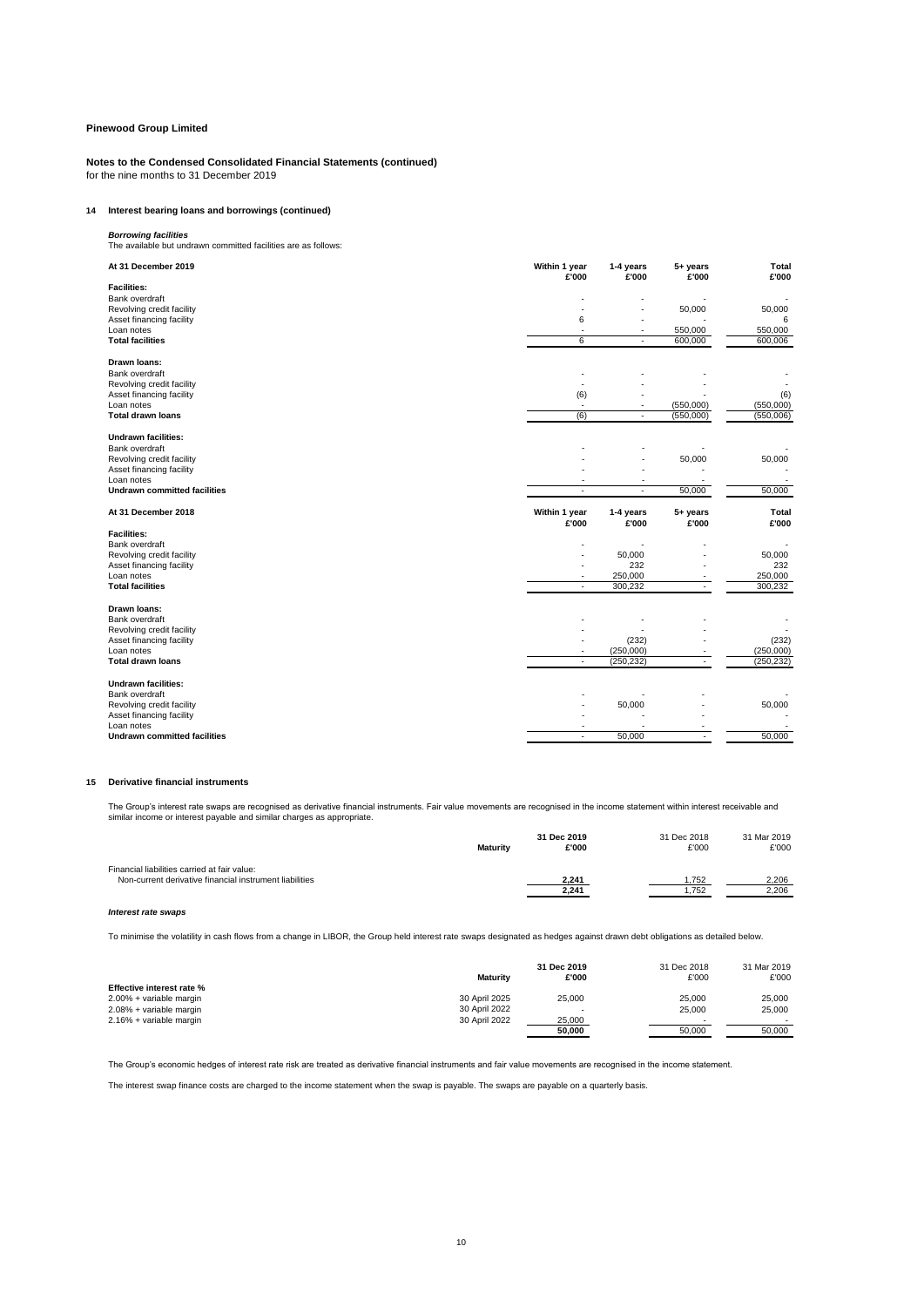**Pinewood Group Limited**

**Notes to the Condensed Consolidated Financial Statements (continued)**
for the nine months to 31 December 2019

## 14 Interest bearing loans and borrowings (continued)

***Borrowing facilities***
The available but undrawn committed facilities are as follows:

| At 31 December 2019 | Within 1 year £'000 | 1-4 years £'000 | 5+ years £'000 | Total £'000 |
|---|---|---|---|---|
| **Facilities:** | | | | |
| Bank overdraft | - | - | - | - |
| Revolving credit facility | - | - | 50,000 | 50,000 |
| Asset financing facility | 6 | - | - | 6 |
| Loan notes | - | - | 550,000 | 550,000 |
| **Total facilities** | 6 | - | 600,000 | 600,006 |
| **Drawn loans:** | | | | |
| Bank overdraft | - | - | - | - |
| Revolving credit facility | - | - | - | - |
| Asset financing facility | (6) | - | - | (6) |
| Loan notes | - | - | (550,000) | (550,000) |
| **Total drawn loans** | (6) | - | (550,000) | (550,006) |
| **Undrawn facilities:** | | | | |
| Bank overdraft | - | - | - | - |
| Revolving credit facility | - | - | 50,000 | 50,000 |
| Asset financing facility | - | - | - | - |
| Loan notes | - | - | - | - |
| **Undrawn committed facilities** | - | - | 50,000 | 50,000 |

| At 31 December 2018 | Within 1 year £'000 | 1-4 years £'000 | 5+ years £'000 | Total £'000 |
|---|---|---|---|---|
| **Facilities:** | | | | |
| Bank overdraft | - | - | - | - |
| Revolving credit facility | - | 50,000 | - | 50,000 |
| Asset financing facility | - | 232 | - | 232 |
| Loan notes | - | 250,000 | - | 250,000 |
| **Total facilities** | - | 300,232 | - | 300,232 |
| **Drawn loans:** | | | | |
| Bank overdraft | - | - | - | - |
| Revolving credit facility | - | - | - | - |
| Asset financing facility | - | (232) | - | (232) |
| Loan notes | - | (250,000) | - | (250,000) |
| **Total drawn loans** | - | (250,232) | - | (250,232) |
| **Undrawn facilities:** | | | | |
| Bank overdraft | - | - | - | - |
| Revolving credit facility | - | 50,000 | - | 50,000 |
| Asset financing facility | - | - | - | - |
| Loan notes | - | - | - | - |
| **Undrawn committed facilities** | - | 50,000 | - | 50,000 |

## 15 Derivative financial instruments

The Group's interest rate swaps are recognised as derivative financial instruments. Fair value movements are recognised in the income statement within interest receivable and similar income or interest payable and similar charges as appropriate.

| | Maturity | 31 Dec 2019 £'000 | 31 Dec 2018 £'000 | 31 Mar 2019 £'000 |
|---|---|---|---|---|
| Financial liabilities carried at fair value: | | | | |
| Non-current derivative financial instrument liabilities | | 2,241 | 1,752 | 2,206 |
| | | 2,241 | 1,752 | 2,206 |

***Interest rate swaps***

To minimise the volatility in cash flows from a change in LIBOR, the Group held interest rate swaps designated as hedges against drawn debt obligations as detailed below.

| | Maturity | 31 Dec 2019 £'000 | 31 Dec 2018 £'000 | 31 Mar 2019 £'000 |
|---|---|---|---|---|
| **Effective interest rate %** | | | | |
| 2.00% + variable margin | 30 April 2025 | 25,000 | 25,000 | 25,000 |
| 2.08% + variable margin | 30 April 2022 | - | 25,000 | 25,000 |
| 2.16% + variable margin | 30 April 2022 | 25,000 | - | - |
| | | **50,000** | 50,000 | 50,000 |

The Group's economic hedges of interest rate risk are treated as derivative financial instruments and fair value movements are recognised in the income statement.

The interest swap finance costs are charged to the income statement when the swap is payable. The swaps are payable on a quarterly basis.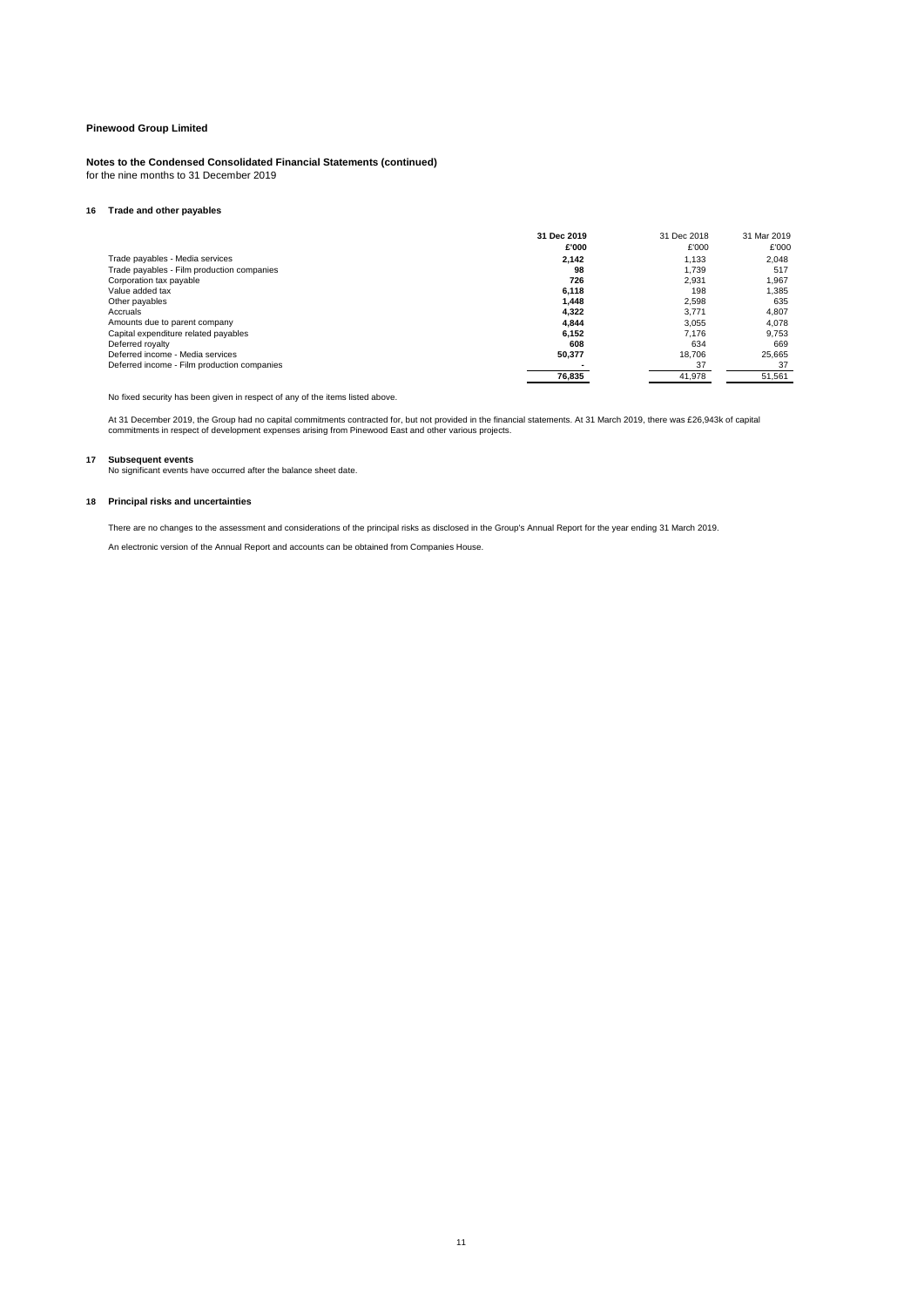**Pinewood Group Limited**

**Notes to the Condensed Consolidated Financial Statements (continued)**
for the nine months to 31 December 2019

### 16 Trade and other payables

| | 31 Dec 2019 | 31 Dec 2018 | 31 Mar 2019 |
|---|---|---|---|
| | £'000 | £'000 | £'000 |
| Trade payables - Media services | **2,142** | 1,133 | 2,048 |
| Trade payables - Film production companies | **98** | 1,739 | 517 |
| Corporation tax payable | **726** | 2,931 | 1,967 |
| Value added tax | **6,118** | 198 | 1,385 |
| Other payables | **1,448** | 2,598 | 635 |
| Accruals | **4,322** | 3,771 | 4,807 |
| Amounts due to parent company | **4,844** | 3,055 | 4,078 |
| Capital expenditure related payables | **6,152** | 7,176 | 9,753 |
| Deferred royalty | **608** | 634 | 669 |
| Deferred income - Media services | **50,377** | 18,706 | 25,665 |
| Deferred income - Film production companies | **-** | 37 | 37 |
| | **76,835** | 41,978 | 51,561 |

No fixed security has been given in respect of any of the items listed above.

At 31 December 2019, the Group had no capital commitments contracted for, but not provided in the financial statements. At 31 March 2019, there was £26,943k of capital commitments in respect of development expenses arising from Pinewood East and other various projects.

### 17 Subsequent events

No significant events have occurred after the balance sheet date.

### 18 Principal risks and uncertainties

There are no changes to the assessment and considerations of the principal risks as disclosed in the Group's Annual Report for the year ending 31 March 2019.

An electronic version of the Annual Report and accounts can be obtained from Companies House.